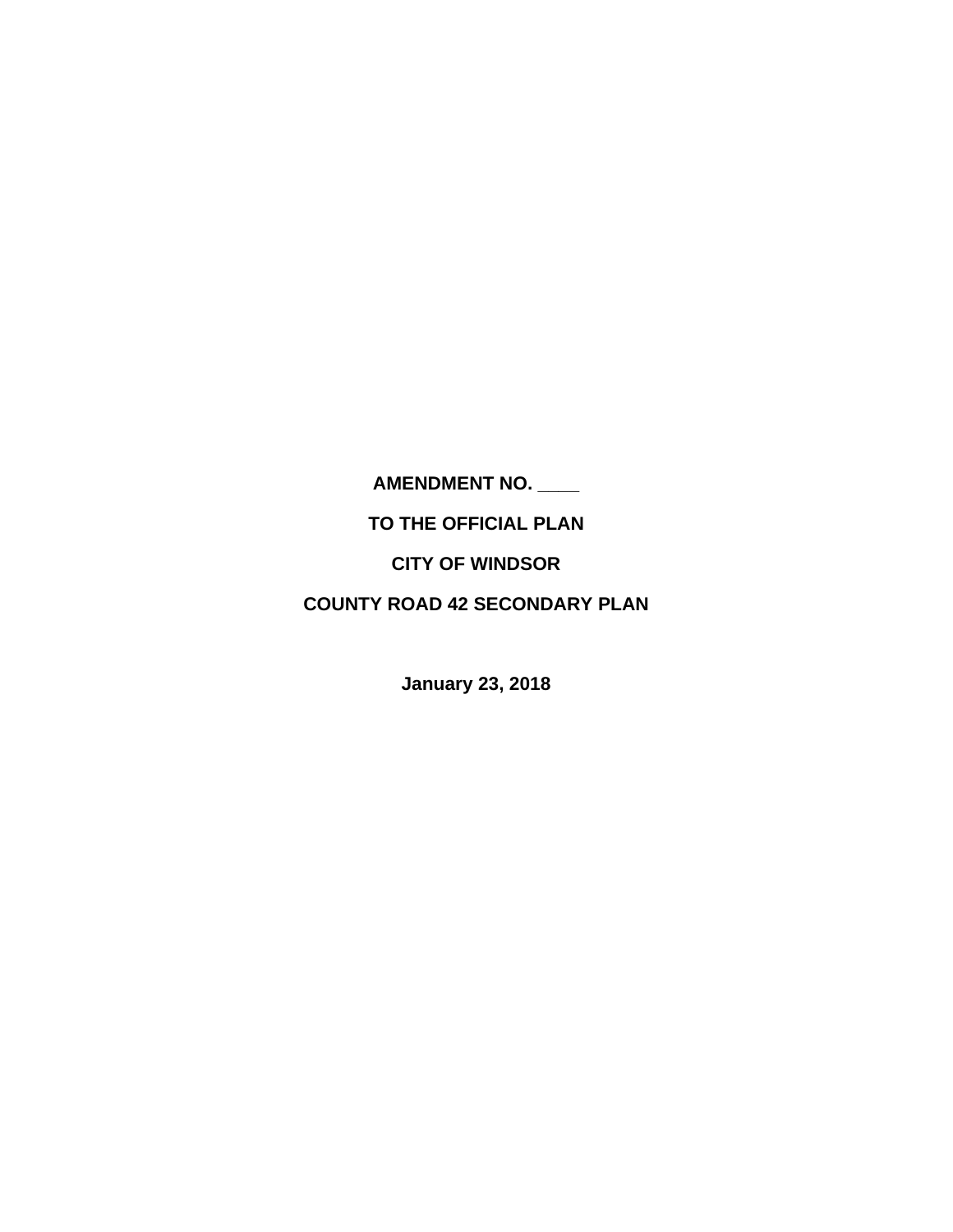**AMENDMENT NO. ____**

**TO THE OFFICIAL PLAN**

**CITY OF WINDSOR**

**COUNTY ROAD 42 SECONDARY PLAN**

**January 23, 2018**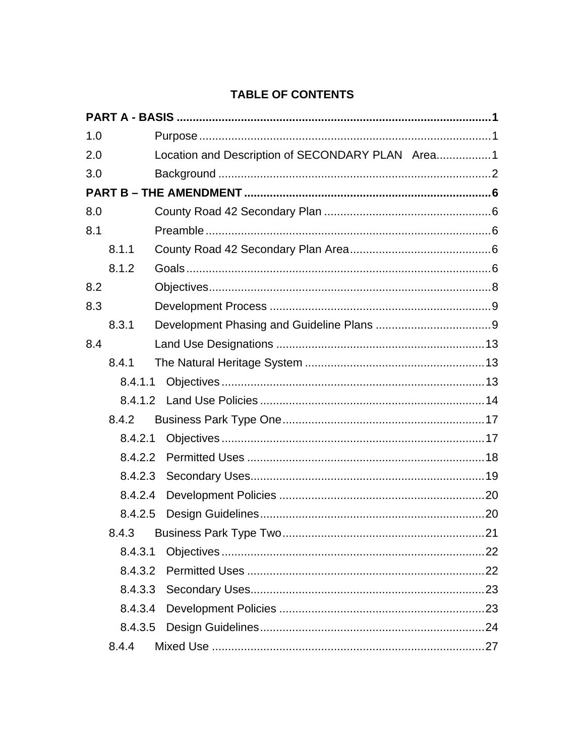**TABLE OF CONTENTS**

**PART A - BASIS** .......... **1**

1.0 Purpose .......... 1

2.0 Location and Description of SECONDARY PLAN Area .......... 1

3.0 Background .......... 2

**PART B – THE AMENDMENT** .......... **6**

8.0 County Road 42 Secondary Plan .......... 6

8.1 Preamble .......... 6

- 8.1.1 County Road 42 Secondary Plan Area .......... 6
- 8.1.2 Goals .......... 6

8.2 Objectives .......... 8

8.3 Development Process .......... 9

- 8.3.1 Development Phasing and Guideline Plans .......... 9

8.4 Land Use Designations .......... 13

- 8.4.1 The Natural Heritage System .......... 13
  - 8.4.1.1 Objectives .......... 13
  - 8.4.1.2 Land Use Policies .......... 14
- 8.4.2 Business Park Type One .......... 17
  - 8.4.2.1 Objectives .......... 17
  - 8.4.2.2 Permitted Uses .......... 18
  - 8.4.2.3 Secondary Uses .......... 19
  - 8.4.2.4 Development Policies .......... 20
  - 8.4.2.5 Design Guidelines .......... 20
- 8.4.3 Business Park Type Two .......... 21
  - 8.4.3.1 Objectives .......... 22
  - 8.4.3.2 Permitted Uses .......... 22
  - 8.4.3.3 Secondary Uses .......... 23
  - 8.4.3.4 Development Policies .......... 23
  - 8.4.3.5 Design Guidelines .......... 24
- 8.4.4 Mixed Use .......... 27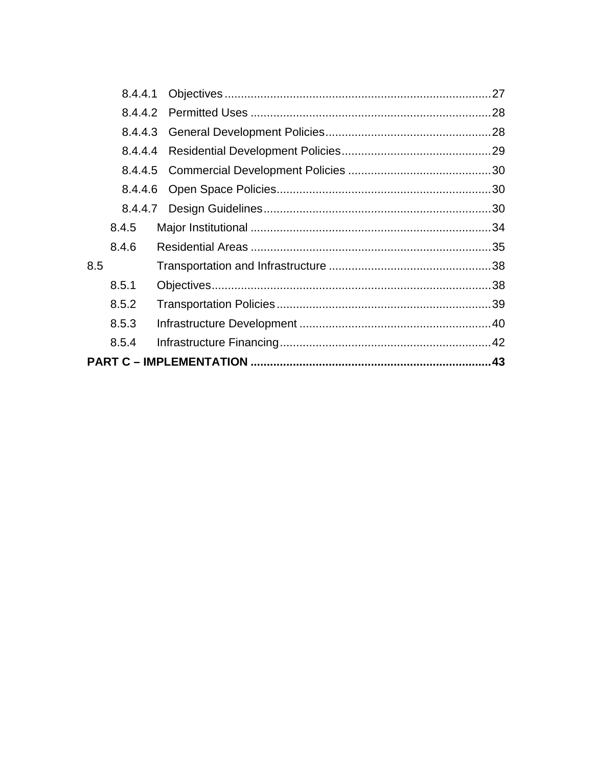8.4.4.1 Objectives ........................................................................................ 27

8.4.4.2 Permitted Uses ................................................................................ 28

8.4.4.3 General Development Policies ........................................................ 28

8.4.4.4 Residential Development Policies .................................................... 29

8.4.4.5 Commercial Development Policies .................................................. 30

8.4.4.6 Open Space Policies ........................................................................ 30

8.4.4.7 Design Guidelines ............................................................................ 30

8.4.5 Major Institutional ................................................................................ 34

8.4.6 Residential Areas ................................................................................ 35

8.5 Transportation and Infrastructure ........................................................ 38

8.5.1 Objectives ........................................................................................... 38

8.5.2 Transportation Policies ........................................................................ 39

8.5.3 Infrastructure Development ................................................................. 40

8.5.4 Infrastructure Financing ....................................................................... 42

**PART C – IMPLEMENTATION ........................................................................ 43**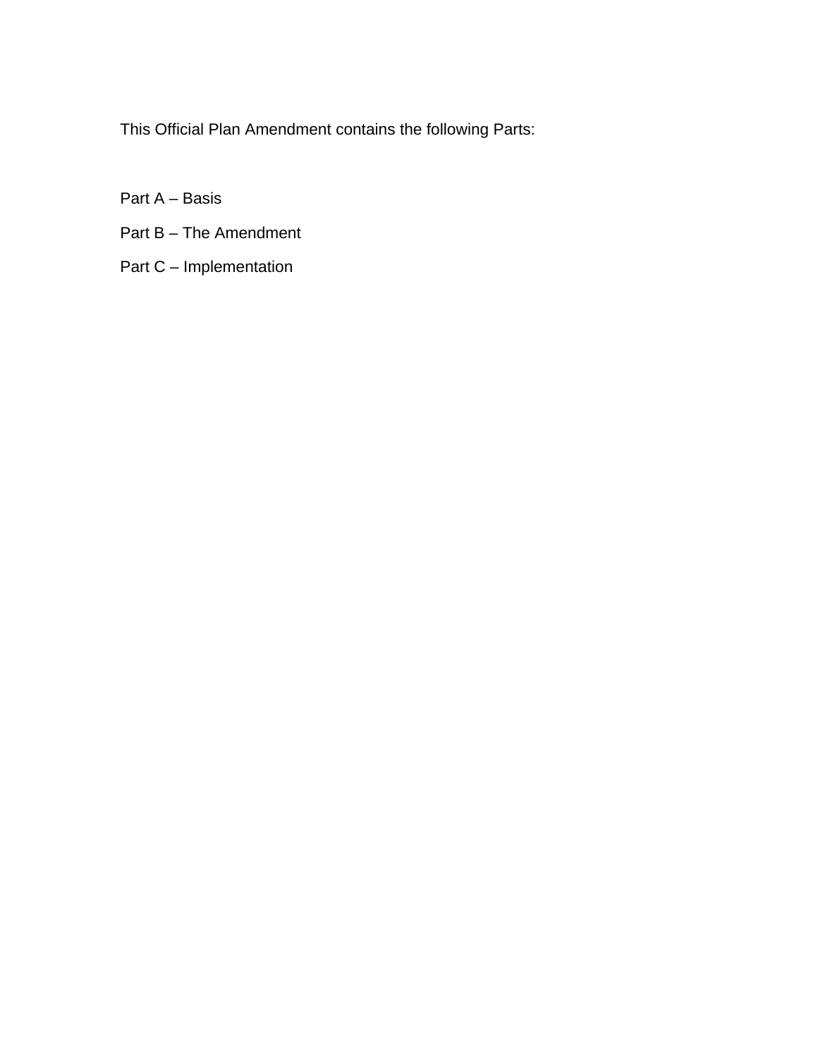This Official Plan Amendment contains the following Parts:

Part A – Basis

Part B – The Amendment

Part C – Implementation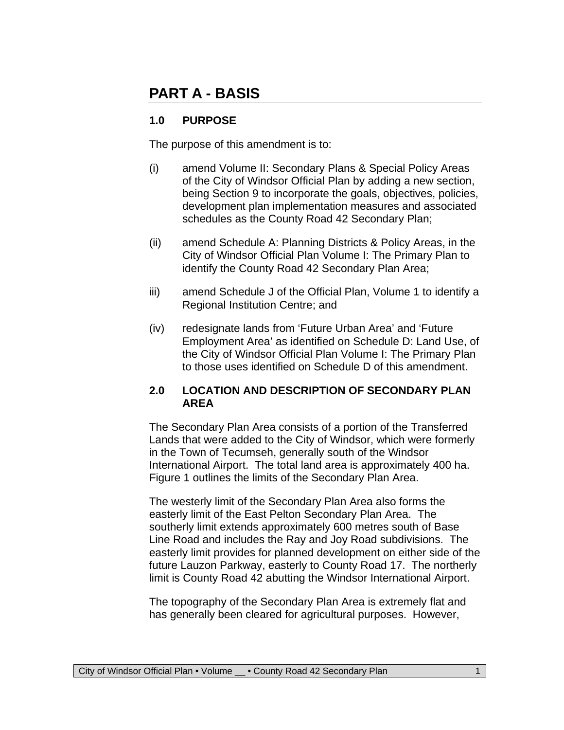# PART A - BASIS

## 1.0 PURPOSE

The purpose of this amendment is to:

(i) amend Volume II: Secondary Plans & Special Policy Areas of the City of Windsor Official Plan by adding a new section, being Section 9 to incorporate the goals, objectives, policies, development plan implementation measures and associated schedules as the County Road 42 Secondary Plan;

(ii) amend Schedule A: Planning Districts & Policy Areas, in the City of Windsor Official Plan Volume I: The Primary Plan to identify the County Road 42 Secondary Plan Area;

iii) amend Schedule J of the Official Plan, Volume 1 to identify a Regional Institution Centre; and

(iv) redesignate lands from 'Future Urban Area' and 'Future Employment Area' as identified on Schedule D: Land Use, of the City of Windsor Official Plan Volume I: The Primary Plan to those uses identified on Schedule D of this amendment.

## 2.0 LOCATION AND DESCRIPTION OF SECONDARY PLAN AREA

The Secondary Plan Area consists of a portion of the Transferred Lands that were added to the City of Windsor, which were formerly in the Town of Tecumseh, generally south of the Windsor International Airport. The total land area is approximately 400 ha. Figure 1 outlines the limits of the Secondary Plan Area.

The westerly limit of the Secondary Plan Area also forms the easterly limit of the East Pelton Secondary Plan Area. The southerly limit extends approximately 600 metres south of Base Line Road and includes the Ray and Joy Road subdivisions. The easterly limit provides for planned development on either side of the future Lauzon Parkway, easterly to County Road 17. The northerly limit is County Road 42 abutting the Windsor International Airport.

The topography of the Secondary Plan Area is extremely flat and has generally been cleared for agricultural purposes. However,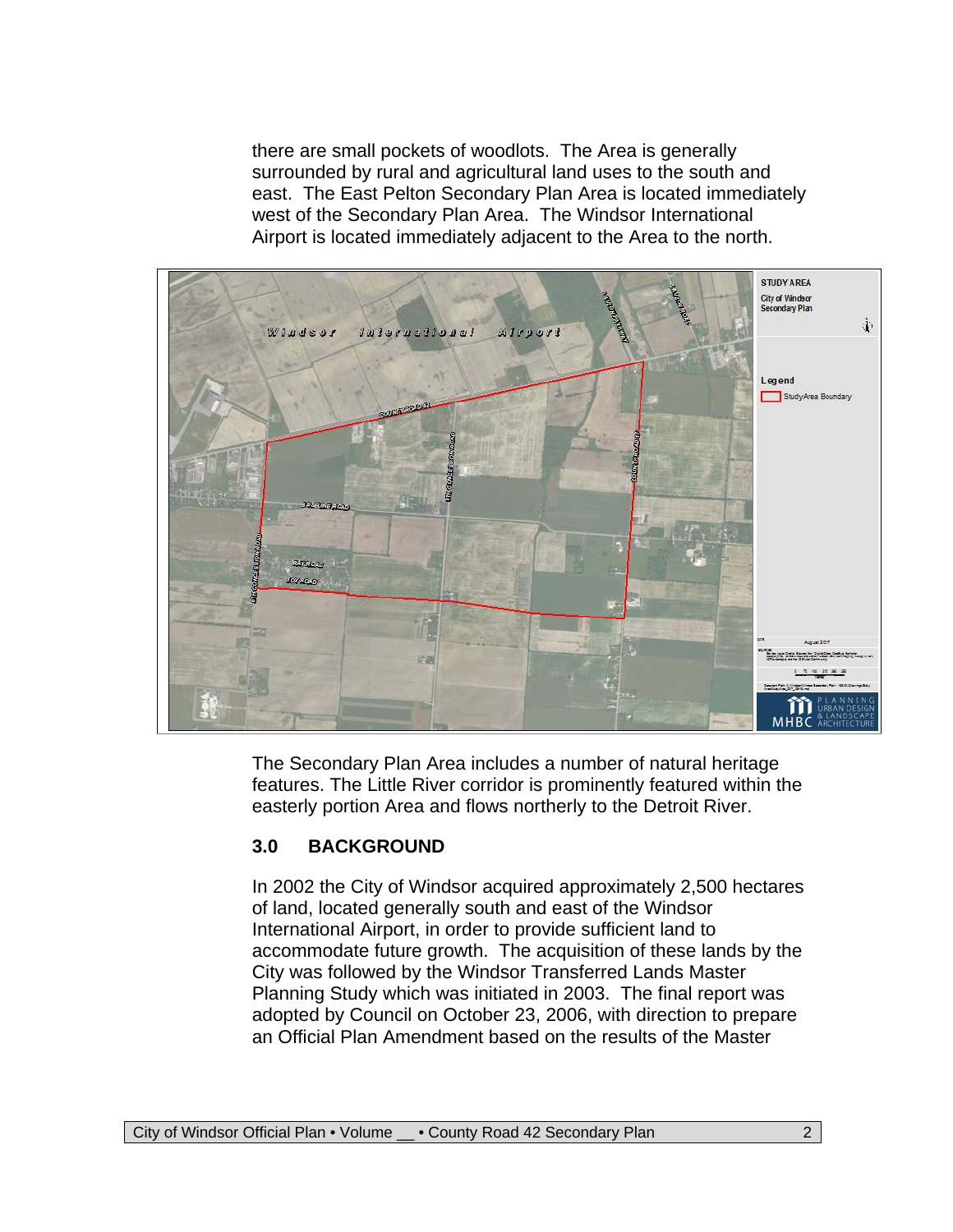there are small pockets of woodlots. The Area is generally surrounded by rural and agricultural land uses to the south and east. The East Pelton Secondary Plan Area is located immediately west of the Secondary Plan Area. The Windsor International Airport is located immediately adjacent to the Area to the north.

The Secondary Plan Area includes a number of natural heritage features. The Little River corridor is prominently featured within the easterly portion Area and flows northerly to the Detroit River.

## 3.0 BACKGROUND

In 2002 the City of Windsor acquired approximately 2,500 hectares of land, located generally south and east of the Windsor International Airport, in order to provide sufficient land to accommodate future growth. The acquisition of these lands by the City was followed by the Windsor Transferred Lands Master Planning Study which was initiated in 2003. The final report was adopted by Council on October 23, 2006, with direction to prepare an Official Plan Amendment based on the results of the Master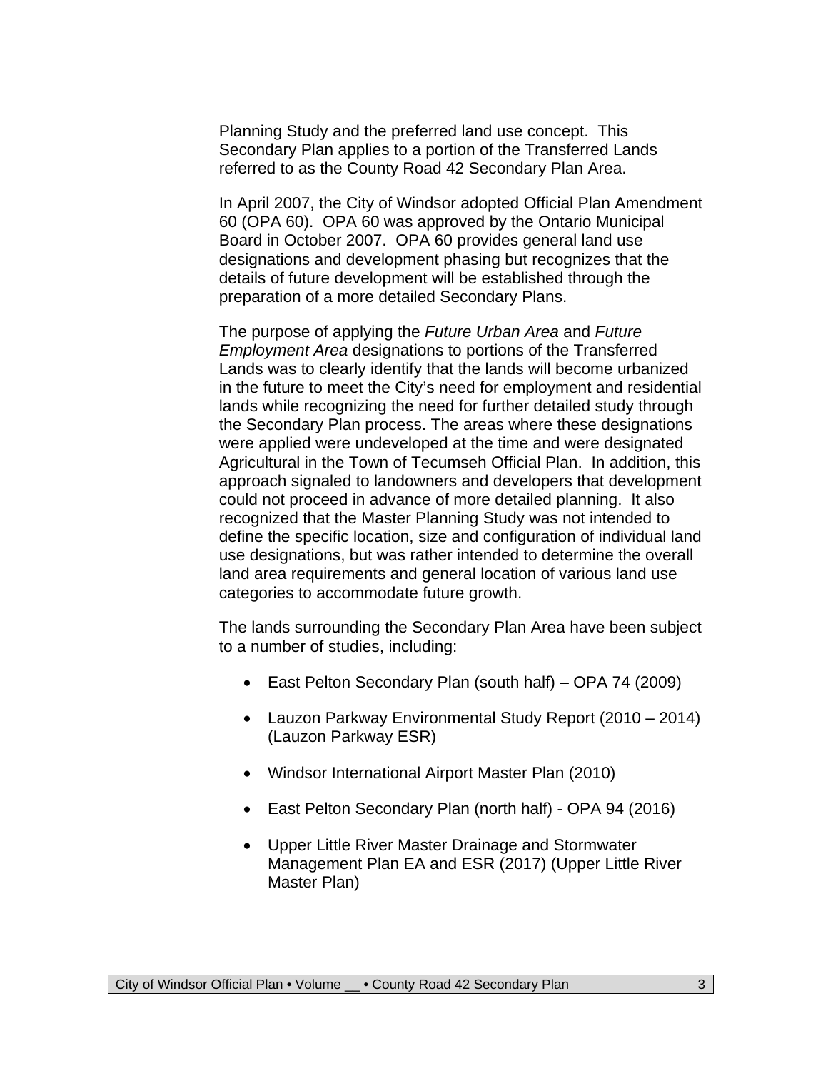Planning Study and the preferred land use concept. This Secondary Plan applies to a portion of the Transferred Lands referred to as the County Road 42 Secondary Plan Area.

In April 2007, the City of Windsor adopted Official Plan Amendment 60 (OPA 60). OPA 60 was approved by the Ontario Municipal Board in October 2007. OPA 60 provides general land use designations and development phasing but recognizes that the details of future development will be established through the preparation of a more detailed Secondary Plans.

The purpose of applying the *Future Urban Area* and *Future Employment Area* designations to portions of the Transferred Lands was to clearly identify that the lands will become urbanized in the future to meet the City's need for employment and residential lands while recognizing the need for further detailed study through the Secondary Plan process. The areas where these designations were applied were undeveloped at the time and were designated Agricultural in the Town of Tecumseh Official Plan. In addition, this approach signaled to landowners and developers that development could not proceed in advance of more detailed planning. It also recognized that the Master Planning Study was not intended to define the specific location, size and configuration of individual land use designations, but was rather intended to determine the overall land area requirements and general location of various land use categories to accommodate future growth.

The lands surrounding the Secondary Plan Area have been subject to a number of studies, including:

- East Pelton Secondary Plan (south half) – OPA 74 (2009)
- Lauzon Parkway Environmental Study Report (2010 – 2014) (Lauzon Parkway ESR)
- Windsor International Airport Master Plan (2010)
- East Pelton Secondary Plan (north half) - OPA 94 (2016)
- Upper Little River Master Drainage and Stormwater Management Plan EA and ESR (2017) (Upper Little River Master Plan)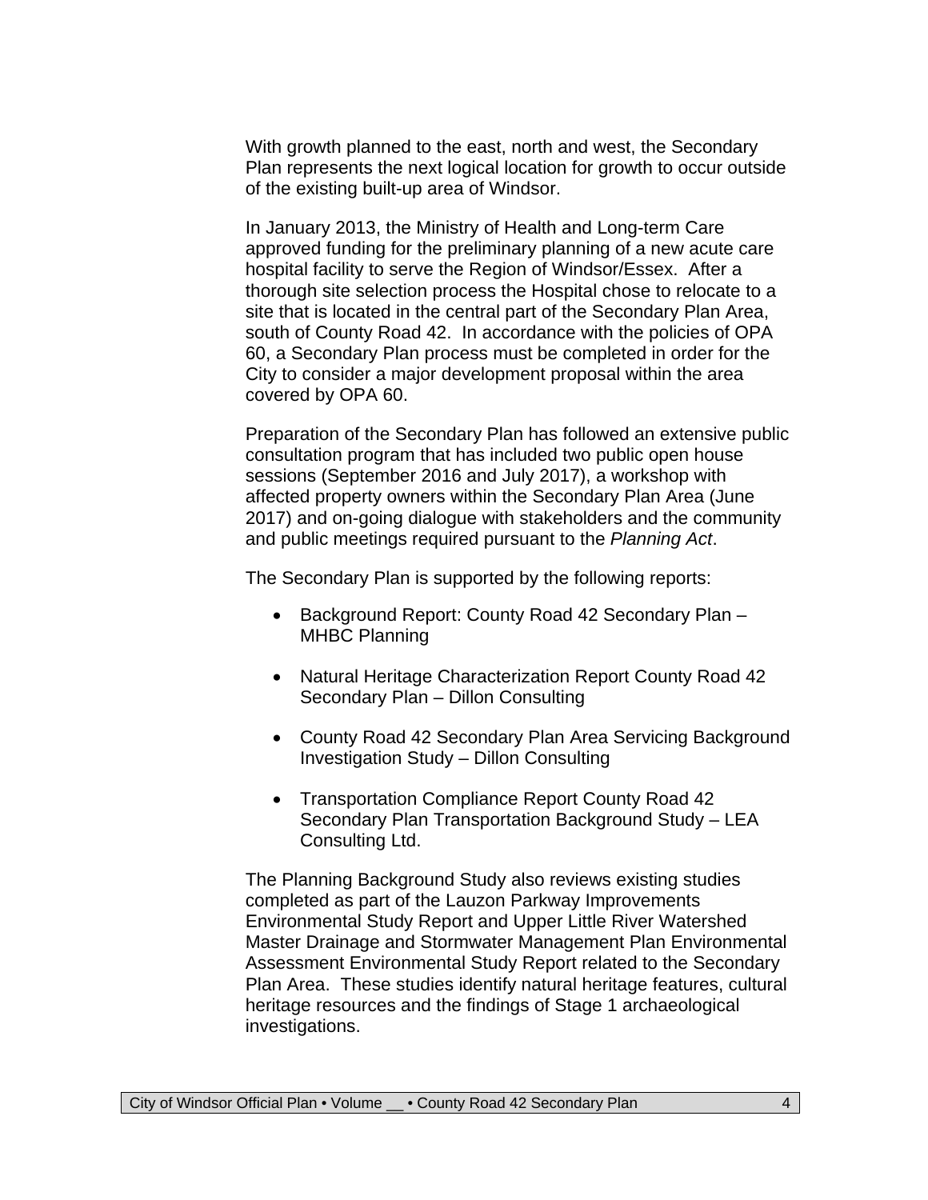With growth planned to the east, north and west, the Secondary Plan represents the next logical location for growth to occur outside of the existing built-up area of Windsor.

In January 2013, the Ministry of Health and Long-term Care approved funding for the preliminary planning of a new acute care hospital facility to serve the Region of Windsor/Essex. After a thorough site selection process the Hospital chose to relocate to a site that is located in the central part of the Secondary Plan Area, south of County Road 42. In accordance with the policies of OPA 60, a Secondary Plan process must be completed in order for the City to consider a major development proposal within the area covered by OPA 60.

Preparation of the Secondary Plan has followed an extensive public consultation program that has included two public open house sessions (September 2016 and July 2017), a workshop with affected property owners within the Secondary Plan Area (June 2017) and on-going dialogue with stakeholders and the community and public meetings required pursuant to the *Planning Act*.

The Secondary Plan is supported by the following reports:

- Background Report: County Road 42 Secondary Plan – MHBC Planning
- Natural Heritage Characterization Report County Road 42 Secondary Plan – Dillon Consulting
- County Road 42 Secondary Plan Area Servicing Background Investigation Study – Dillon Consulting
- Transportation Compliance Report County Road 42 Secondary Plan Transportation Background Study – LEA Consulting Ltd.

The Planning Background Study also reviews existing studies completed as part of the Lauzon Parkway Improvements Environmental Study Report and Upper Little River Watershed Master Drainage and Stormwater Management Plan Environmental Assessment Environmental Study Report related to the Secondary Plan Area. These studies identify natural heritage features, cultural heritage resources and the findings of Stage 1 archaeological investigations.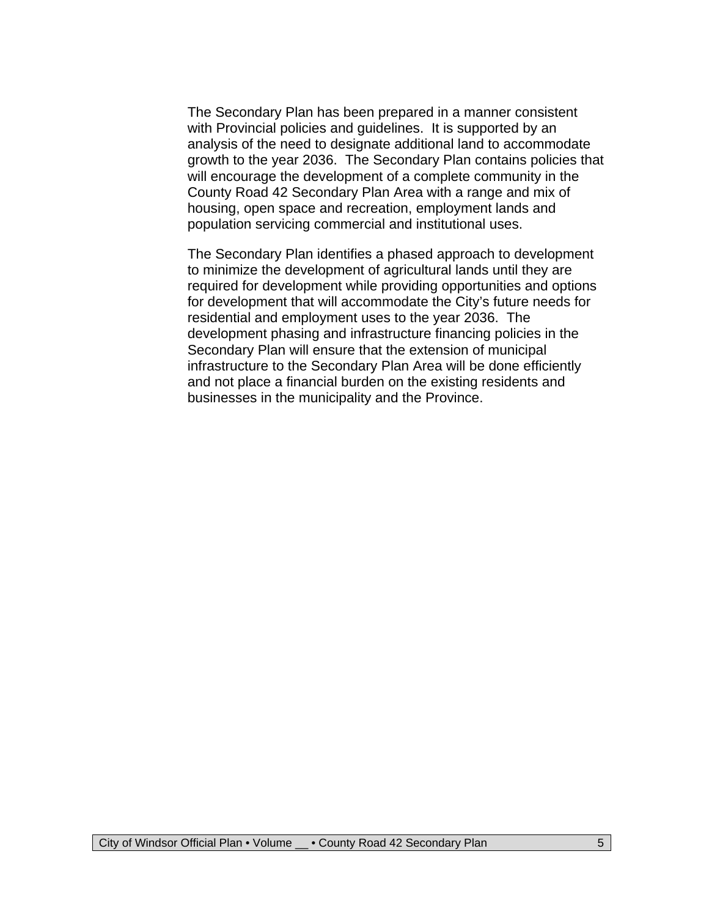The Secondary Plan has been prepared in a manner consistent with Provincial policies and guidelines. It is supported by an analysis of the need to designate additional land to accommodate growth to the year 2036. The Secondary Plan contains policies that will encourage the development of a complete community in the County Road 42 Secondary Plan Area with a range and mix of housing, open space and recreation, employment lands and population servicing commercial and institutional uses.

The Secondary Plan identifies a phased approach to development to minimize the development of agricultural lands until they are required for development while providing opportunities and options for development that will accommodate the City's future needs for residential and employment uses to the year 2036. The development phasing and infrastructure financing policies in the Secondary Plan will ensure that the extension of municipal infrastructure to the Secondary Plan Area will be done efficiently and not place a financial burden on the existing residents and businesses in the municipality and the Province.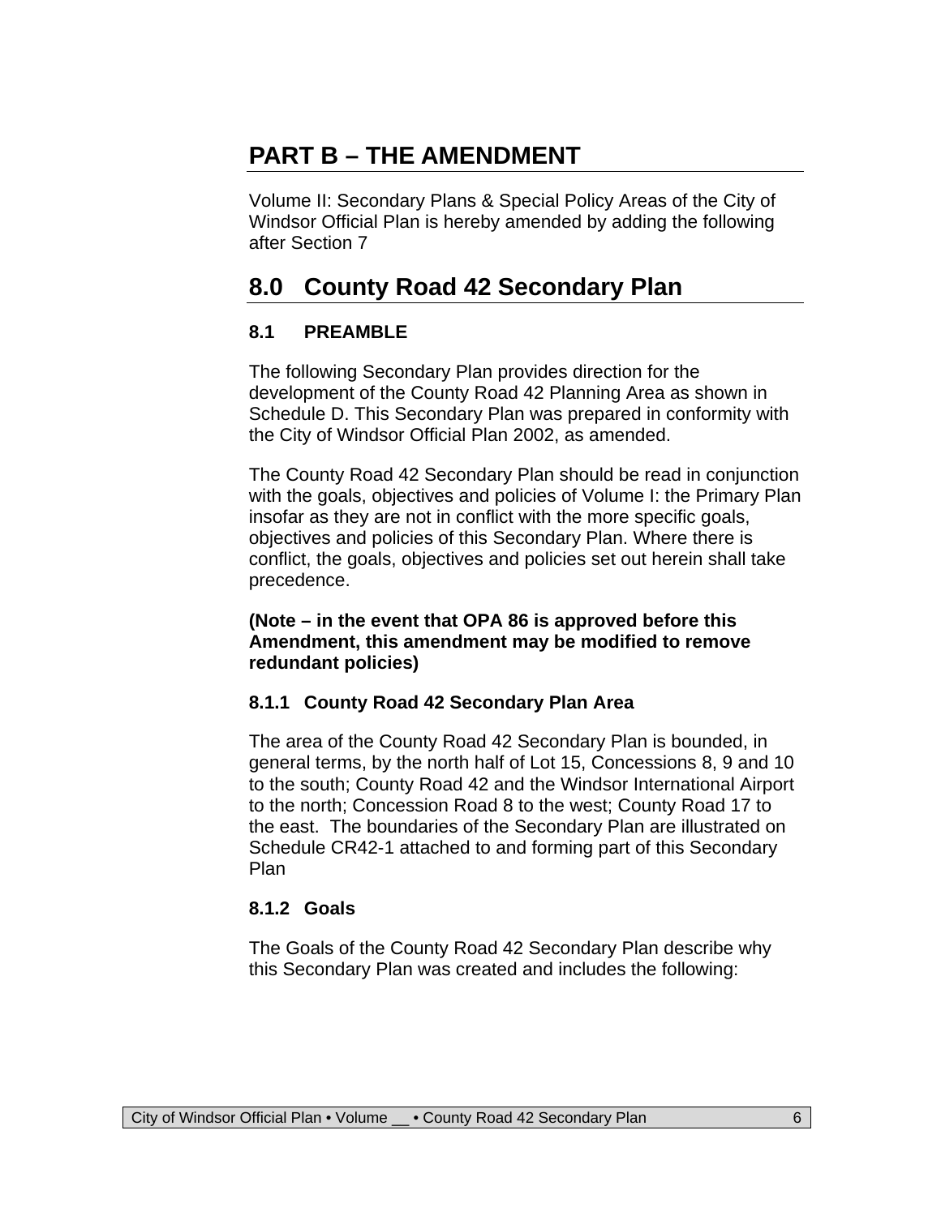# PART B – THE AMENDMENT

Volume II: Secondary Plans & Special Policy Areas of the City of Windsor Official Plan is hereby amended by adding the following after Section 7

# 8.0 County Road 42 Secondary Plan

## 8.1 PREAMBLE

The following Secondary Plan provides direction for the development of the County Road 42 Planning Area as shown in Schedule D. This Secondary Plan was prepared in conformity with the City of Windsor Official Plan 2002, as amended.

The County Road 42 Secondary Plan should be read in conjunction with the goals, objectives and policies of Volume I: the Primary Plan insofar as they are not in conflict with the more specific goals, objectives and policies of this Secondary Plan. Where there is conflict, the goals, objectives and policies set out herein shall take precedence.

**(Note – in the event that OPA 86 is approved before this Amendment, this amendment may be modified to remove redundant policies)**

### 8.1.1 County Road 42 Secondary Plan Area

The area of the County Road 42 Secondary Plan is bounded, in general terms, by the north half of Lot 15, Concessions 8, 9 and 10 to the south; County Road 42 and the Windsor International Airport to the north; Concession Road 8 to the west; County Road 17 to the east. The boundaries of the Secondary Plan are illustrated on Schedule CR42-1 attached to and forming part of this Secondary Plan

### 8.1.2 Goals

The Goals of the County Road 42 Secondary Plan describe why this Secondary Plan was created and includes the following: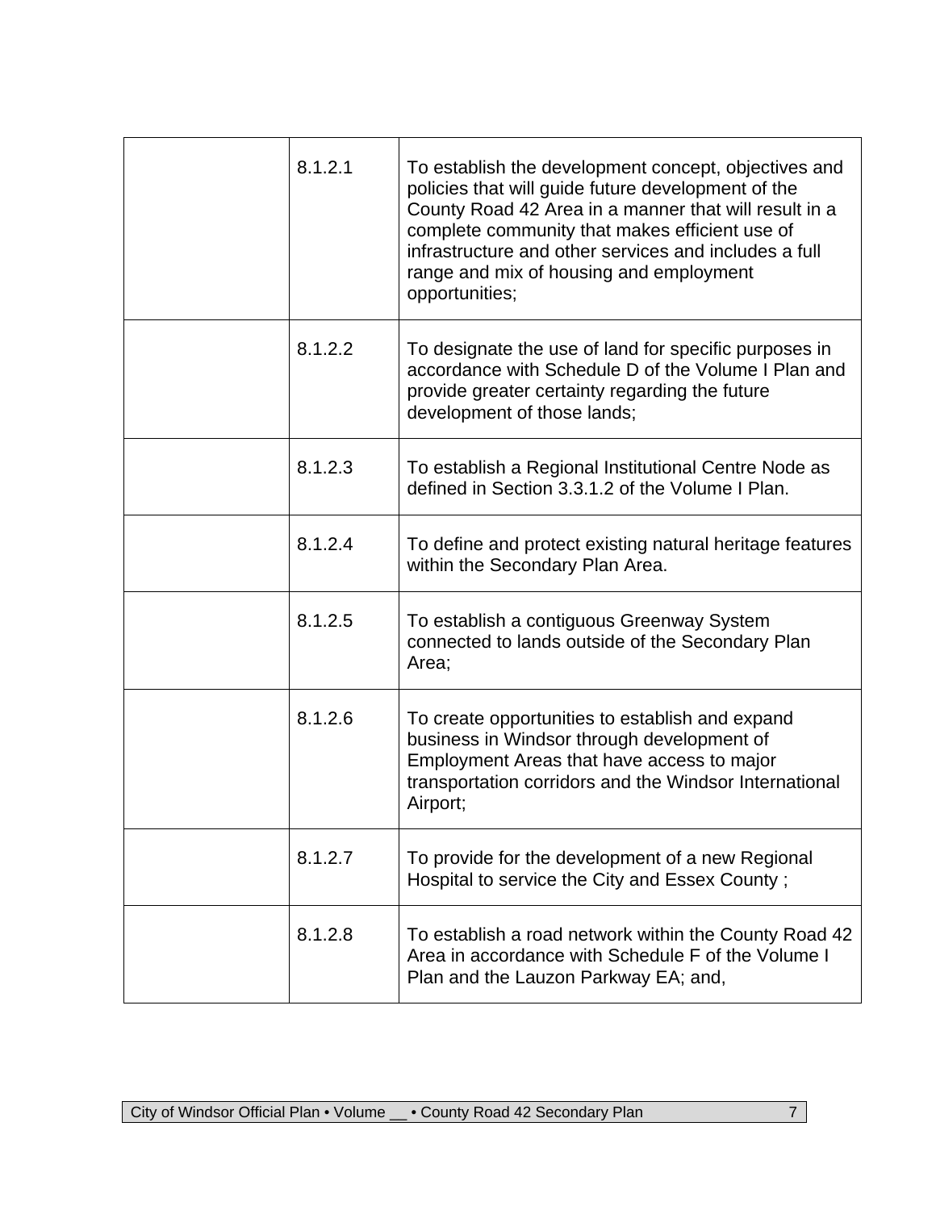| | | |
|---|---|---|
| | 8.1.2.1 | To establish the development concept, objectives and policies that will guide future development of the County Road 42 Area in a manner that will result in a complete community that makes efficient use of infrastructure and other services and includes a full range and mix of housing and employment opportunities; |
| | 8.1.2.2 | To designate the use of land for specific purposes in accordance with Schedule D of the Volume I Plan and provide greater certainty regarding the future development of those lands; |
| | 8.1.2.3 | To establish a Regional Institutional Centre Node as defined in Section 3.3.1.2 of the Volume I Plan. |
| | 8.1.2.4 | To define and protect existing natural heritage features within the Secondary Plan Area. |
| | 8.1.2.5 | To establish a contiguous Greenway System connected to lands outside of the Secondary Plan Area; |
| | 8.1.2.6 | To create opportunities to establish and expand business in Windsor through development of Employment Areas that have access to major transportation corridors and the Windsor International Airport; |
| | 8.1.2.7 | To provide for the development of a new Regional Hospital to service the City and Essex County ; |
| | 8.1.2.8 | To establish a road network within the County Road 42 Area in accordance with Schedule F of the Volume I Plan and the Lauzon Parkway EA; and, |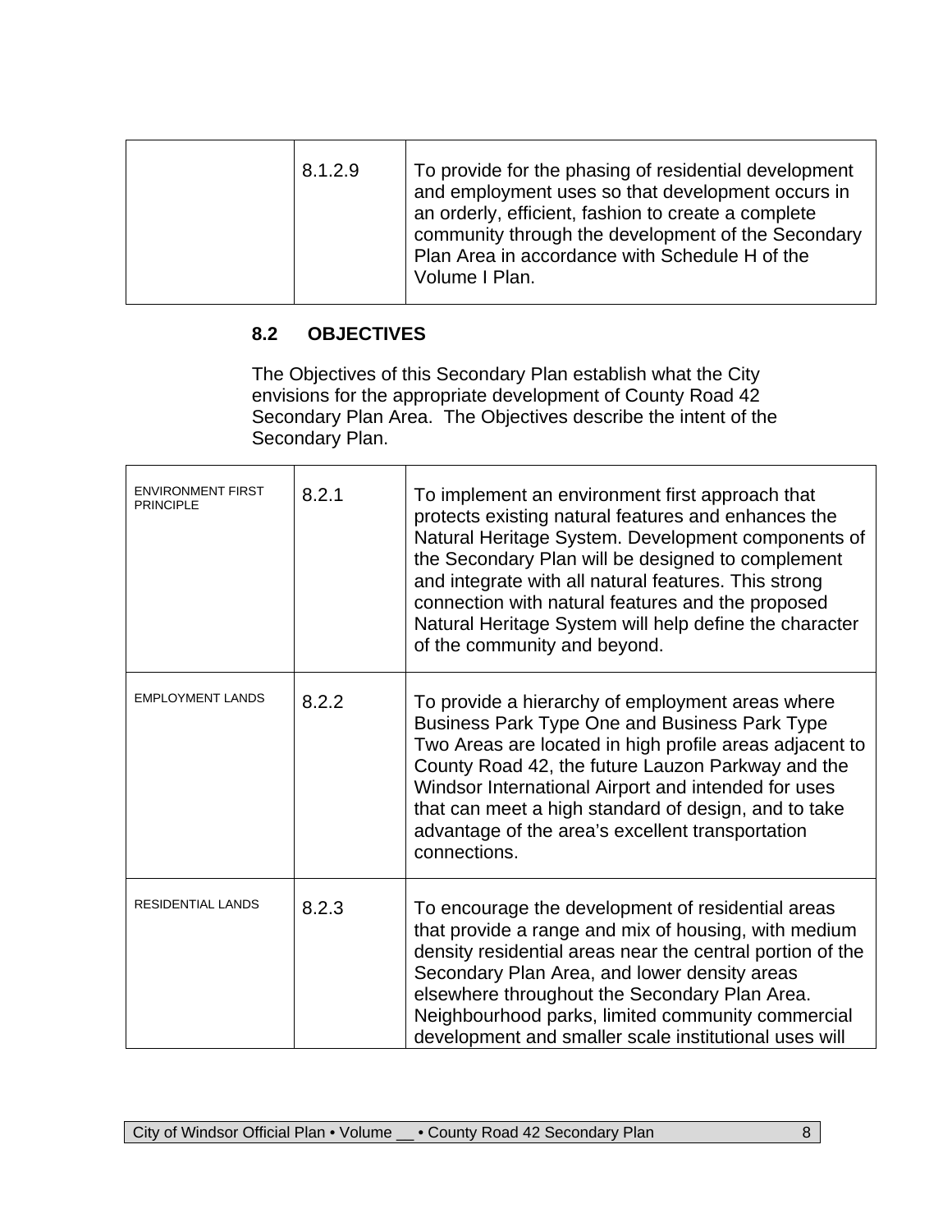| | 8.1.2.9 | To provide for the phasing of residential development and employment uses so that development occurs in an orderly, efficient, fashion to create a complete community through the development of the Secondary Plan Area in accordance with Schedule H of the Volume I Plan. |
|---|---|---|

## 8.2 OBJECTIVES

The Objectives of this Secondary Plan establish what the City envisions for the appropriate development of County Road 42 Secondary Plan Area. The Objectives describe the intent of the Secondary Plan.

| | | |
|---|---|---|
| ENVIRONMENT FIRST PRINCIPLE | 8.2.1 | To implement an environment first approach that protects existing natural features and enhances the Natural Heritage System. Development components of the Secondary Plan will be designed to complement and integrate with all natural features. This strong connection with natural features and the proposed Natural Heritage System will help define the character of the community and beyond. |
| EMPLOYMENT LANDS | 8.2.2 | To provide a hierarchy of employment areas where Business Park Type One and Business Park Type Two Areas are located in high profile areas adjacent to County Road 42, the future Lauzon Parkway and the Windsor International Airport and intended for uses that can meet a high standard of design, and to take advantage of the area's excellent transportation connections. |
| RESIDENTIAL LANDS | 8.2.3 | To encourage the development of residential areas that provide a range and mix of housing, with medium density residential areas near the central portion of the Secondary Plan Area, and lower density areas elsewhere throughout the Secondary Plan Area. Neighbourhood parks, limited community commercial development and smaller scale institutional uses will |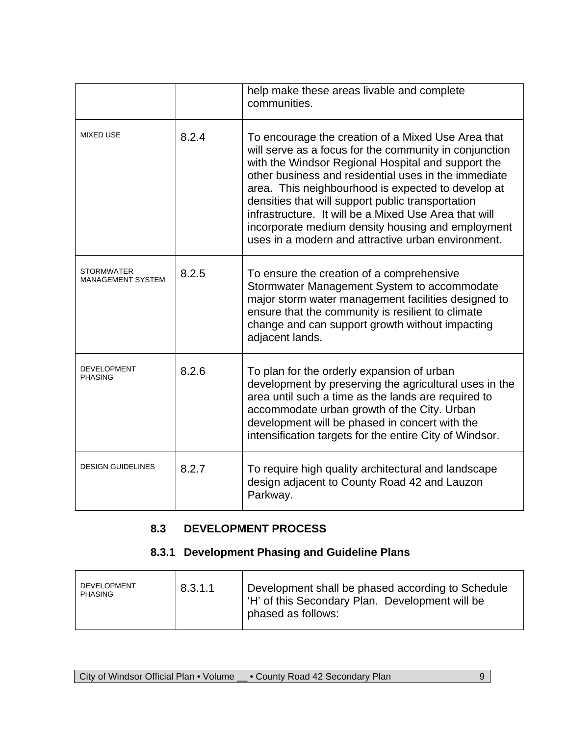| | | |
|---|---|---|
| | | help make these areas livable and complete communities. |
| MIXED USE | 8.2.4 | To encourage the creation of a Mixed Use Area that will serve as a focus for the community in conjunction with the Windsor Regional Hospital and support the other business and residential uses in the immediate area. This neighbourhood is expected to develop at densities that will support public transportation infrastructure. It will be a Mixed Use Area that will incorporate medium density housing and employment uses in a modern and attractive urban environment. |
| STORMWATER MANAGEMENT SYSTEM | 8.2.5 | To ensure the creation of a comprehensive Stormwater Management System to accommodate major storm water management facilities designed to ensure that the community is resilient to climate change and can support growth without impacting adjacent lands. |
| DEVELOPMENT PHASING | 8.2.6 | To plan for the orderly expansion of urban development by preserving the agricultural uses in the area until such a time as the lands are required to accommodate urban growth of the City. Urban development will be phased in concert with the intensification targets for the entire City of Windsor. |
| DESIGN GUIDELINES | 8.2.7 | To require high quality architectural and landscape design adjacent to County Road 42 and Lauzon Parkway. |

## 8.3 DEVELOPMENT PROCESS

### 8.3.1 Development Phasing and Guideline Plans

| | | |
|---|---|---|
| DEVELOPMENT PHASING | 8.3.1.1 | Development shall be phased according to Schedule 'H' of this Secondary Plan. Development will be phased as follows: |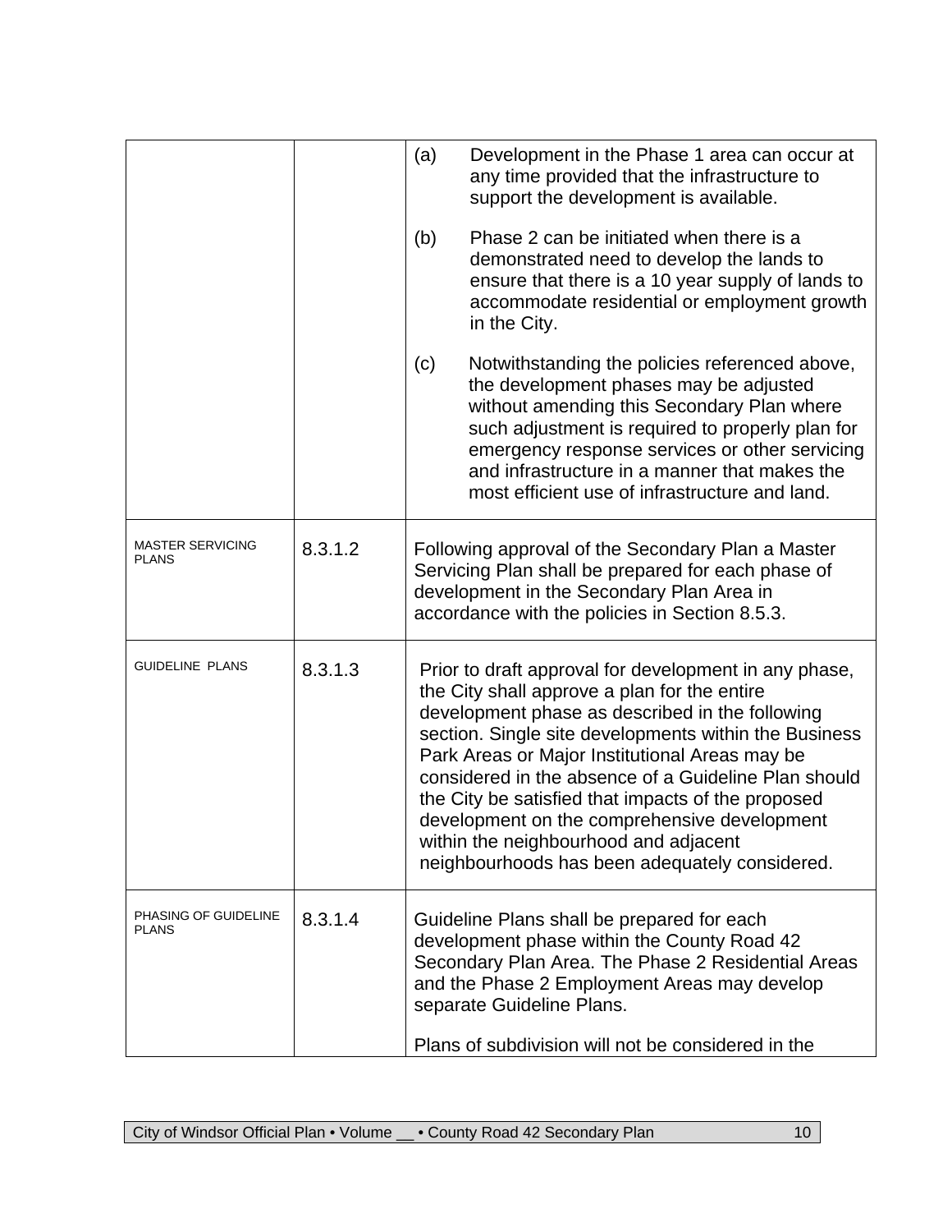| | | |
|---|---|---|
| | | (a) Development in the Phase 1 area can occur at any time provided that the infrastructure to support the development is available.<br><br>(b) Phase 2 can be initiated when there is a demonstrated need to develop the lands to ensure that there is a 10 year supply of lands to accommodate residential or employment growth in the City.<br><br>(c) Notwithstanding the policies referenced above, the development phases may be adjusted without amending this Secondary Plan where such adjustment is required to properly plan for emergency response services or other servicing and infrastructure in a manner that makes the most efficient use of infrastructure and land. |
| MASTER SERVICING PLANS | 8.3.1.2 | Following approval of the Secondary Plan a Master Servicing Plan shall be prepared for each phase of development in the Secondary Plan Area in accordance with the policies in Section 8.5.3. |
| GUIDELINE PLANS | 8.3.1.3 | Prior to draft approval for development in any phase, the City shall approve a plan for the entire development phase as described in the following section. Single site developments within the Business Park Areas or Major Institutional Areas may be considered in the absence of a Guideline Plan should the City be satisfied that impacts of the proposed development on the comprehensive development within the neighbourhood and adjacent neighbourhoods has been adequately considered. |
| PHASING OF GUIDELINE PLANS | 8.3.1.4 | Guideline Plans shall be prepared for each development phase within the County Road 42 Secondary Plan Area. The Phase 2 Residential Areas and the Phase 2 Employment Areas may develop separate Guideline Plans.<br><br>Plans of subdivision will not be considered in the |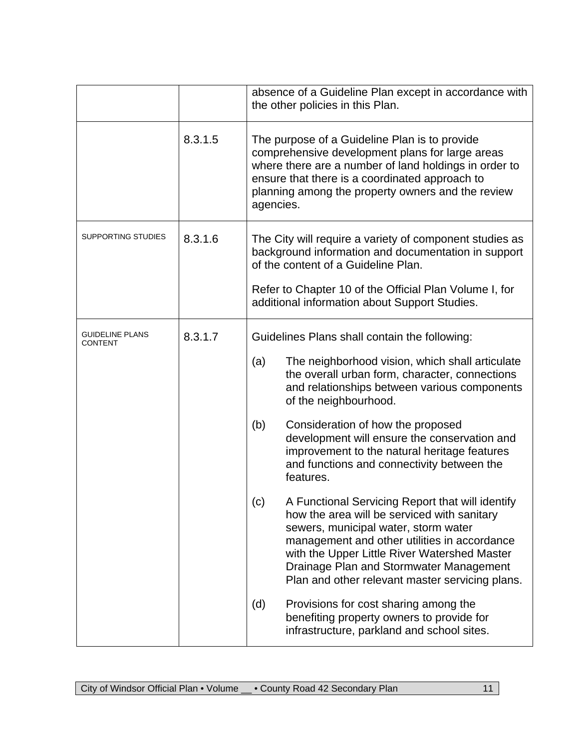| | | |
|---|---|---|
| | | absence of a Guideline Plan except in accordance with the other policies in this Plan. |
| | 8.3.1.5 | The purpose of a Guideline Plan is to provide comprehensive development plans for large areas where there are a number of land holdings in order to ensure that there is a coordinated approach to planning among the property owners and the review agencies. |
| SUPPORTING STUDIES | 8.3.1.6 | The City will require a variety of component studies as background information and documentation in support of the content of a Guideline Plan.<br><br>Refer to Chapter 10 of the Official Plan Volume I, for additional information about Support Studies. |
| GUIDELINE PLANS CONTENT | 8.3.1.7 | Guidelines Plans shall contain the following:<br><br>(a) The neighborhood vision, which shall articulate the overall urban form, character, connections and relationships between various components of the neighbourhood.<br><br>(b) Consideration of how the proposed development will ensure the conservation and improvement to the natural heritage features and functions and connectivity between the features.<br><br>(c) A Functional Servicing Report that will identify how the area will be serviced with sanitary sewers, municipal water, storm water management and other utilities in accordance with the Upper Little River Watershed Master Drainage Plan and Stormwater Management Plan and other relevant master servicing plans.<br><br>(d) Provisions for cost sharing among the benefiting property owners to provide for infrastructure, parkland and school sites. |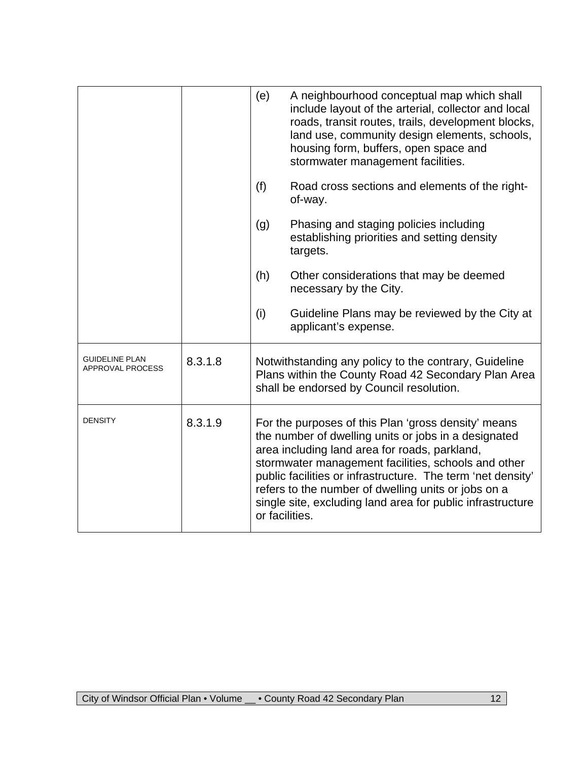| | | |
|---|---|---|
| | | (e) A neighbourhood conceptual map which shall include layout of the arterial, collector and local roads, transit routes, trails, development blocks, land use, community design elements, schools, housing form, buffers, open space and stormwater management facilities.<br><br>(f) Road cross sections and elements of the right-of-way.<br><br>(g) Phasing and staging policies including establishing priorities and setting density targets.<br><br>(h) Other considerations that may be deemed necessary by the City.<br><br>(i) Guideline Plans may be reviewed by the City at applicant's expense. |
| GUIDELINE PLAN APPROVAL PROCESS | 8.3.1.8 | Notwithstanding any policy to the contrary, Guideline Plans within the County Road 42 Secondary Plan Area shall be endorsed by Council resolution. |
| DENSITY | 8.3.1.9 | For the purposes of this Plan 'gross density' means the number of dwelling units or jobs in a designated area including land area for roads, parkland, stormwater management facilities, schools and other public facilities or infrastructure. The term 'net density' refers to the number of dwelling units or jobs on a single site, excluding land area for public infrastructure or facilities. |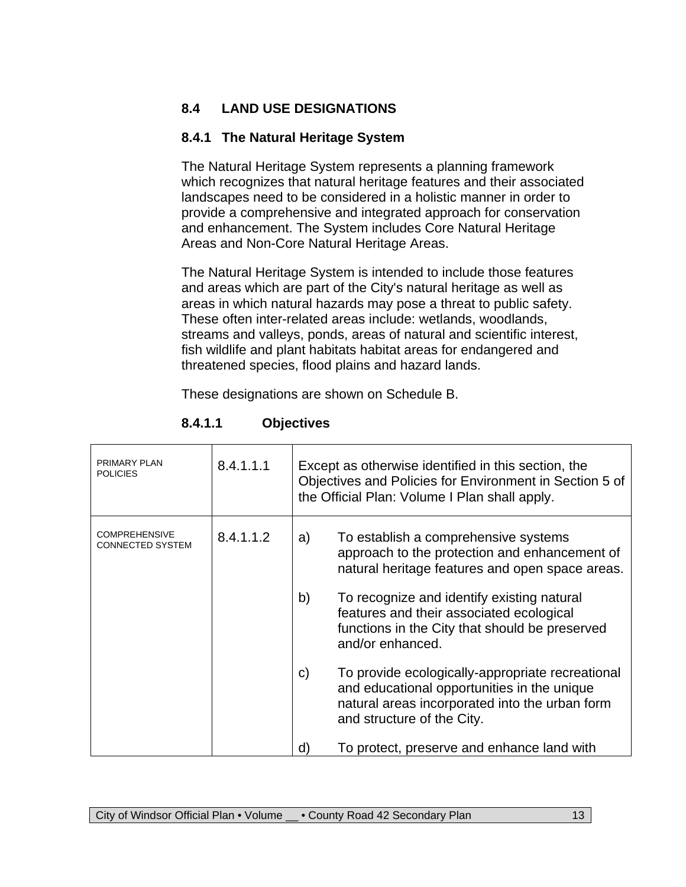## 8.4 LAND USE DESIGNATIONS

### 8.4.1 The Natural Heritage System

The Natural Heritage System represents a planning framework which recognizes that natural heritage features and their associated landscapes need to be considered in a holistic manner in order to provide a comprehensive and integrated approach for conservation and enhancement. The System includes Core Natural Heritage Areas and Non-Core Natural Heritage Areas.

The Natural Heritage System is intended to include those features and areas which are part of the City's natural heritage as well as areas in which natural hazards may pose a threat to public safety. These often inter-related areas include: wetlands, woodlands, streams and valleys, ponds, areas of natural and scientific interest, fish wildlife and plant habitats habitat areas for endangered and threatened species, flood plains and hazard lands.

These designations are shown on Schedule B.

#### 8.4.1.1 Objectives

| | | |
|---|---|---|
| PRIMARY PLAN POLICIES | 8.4.1.1.1 | Except as otherwise identified in this section, the Objectives and Policies for Environment in Section 5 of the Official Plan: Volume I Plan shall apply. |
| COMPREHENSIVE CONNECTED SYSTEM | 8.4.1.1.2 | a) To establish a comprehensive systems approach to the protection and enhancement of natural heritage features and open space areas.<br><br>b) To recognize and identify existing natural features and their associated ecological functions in the City that should be preserved and/or enhanced.<br><br>c) To provide ecologically-appropriate recreational and educational opportunities in the unique natural areas incorporated into the urban form and structure of the City.<br><br>d) To protect, preserve and enhance land with |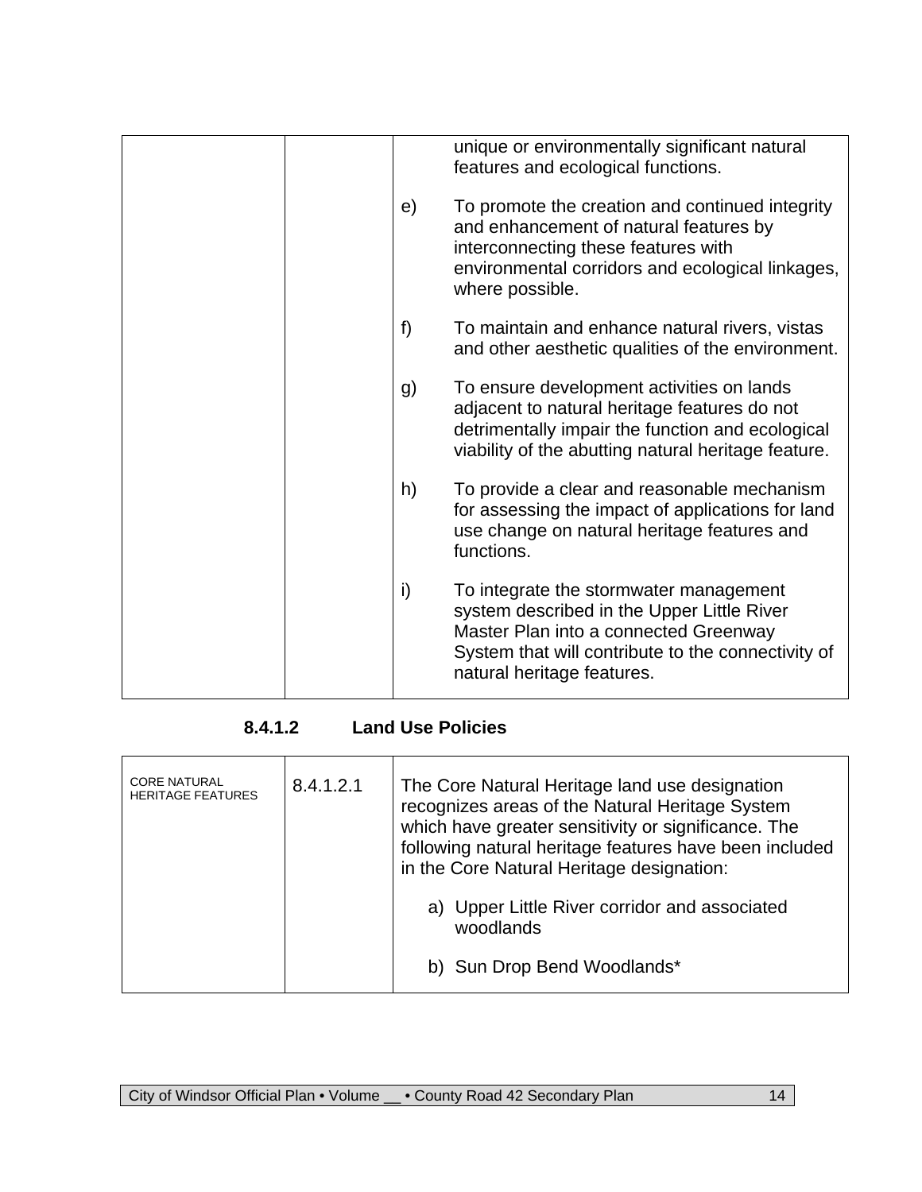| | | |
|---|---|---|
| | | unique or environmentally significant natural features and ecological functions.<br><br>e) To promote the creation and continued integrity and enhancement of natural features by interconnecting these features with environmental corridors and ecological linkages, where possible.<br><br>f) To maintain and enhance natural rivers, vistas and other aesthetic qualities of the environment.<br><br>g) To ensure development activities on lands adjacent to natural heritage features do not detrimentally impair the function and ecological viability of the abutting natural heritage feature.<br><br>h) To provide a clear and reasonable mechanism for assessing the impact of applications for land use change on natural heritage features and functions.<br><br>i) To integrate the stormwater management system described in the Upper Little River Master Plan into a connected Greenway System that will contribute to the connectivity of natural heritage features. |

### 8.4.1.2 Land Use Policies

| | | |
|---|---|---|
| CORE NATURAL HERITAGE FEATURES | 8.4.1.2.1 | The Core Natural Heritage land use designation recognizes areas of the Natural Heritage System which have greater sensitivity or significance. The following natural heritage features have been included in the Core Natural Heritage designation:<br><br>a) Upper Little River corridor and associated woodlands<br><br>b) Sun Drop Bend Woodlands* |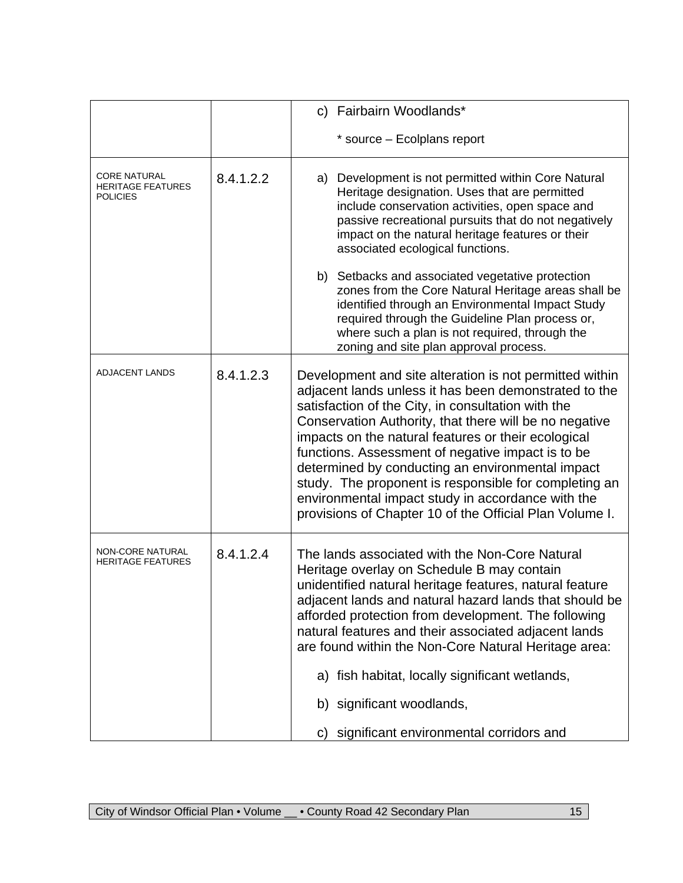| | | |
|---|---|---|
| | | c) Fairbairn Woodlands*<br><br>* source – Ecolplans report |
| CORE NATURAL HERITAGE FEATURES POLICIES | 8.4.1.2.2 | a) Development is not permitted within Core Natural Heritage designation. Uses that are permitted include conservation activities, open space and passive recreational pursuits that do not negatively impact on the natural heritage features or their associated ecological functions.<br><br>b) Setbacks and associated vegetative protection zones from the Core Natural Heritage areas shall be identified through an Environmental Impact Study required through the Guideline Plan process or, where such a plan is not required, through the zoning and site plan approval process. |
| ADJACENT LANDS | 8.4.1.2.3 | Development and site alteration is not permitted within adjacent lands unless it has been demonstrated to the satisfaction of the City, in consultation with the Conservation Authority, that there will be no negative impacts on the natural features or their ecological functions. Assessment of negative impact is to be determined by conducting an environmental impact study. The proponent is responsible for completing an environmental impact study in accordance with the provisions of Chapter 10 of the Official Plan Volume I. |
| NON-CORE NATURAL HERITAGE FEATURES | 8.4.1.2.4 | The lands associated with the Non-Core Natural Heritage overlay on Schedule B may contain unidentified natural heritage features, natural feature adjacent lands and natural hazard lands that should be afforded protection from development. The following natural features and their associated adjacent lands are found within the Non-Core Natural Heritage area:<br><br>a) fish habitat, locally significant wetlands,<br><br>b) significant woodlands,<br><br>c) significant environmental corridors and |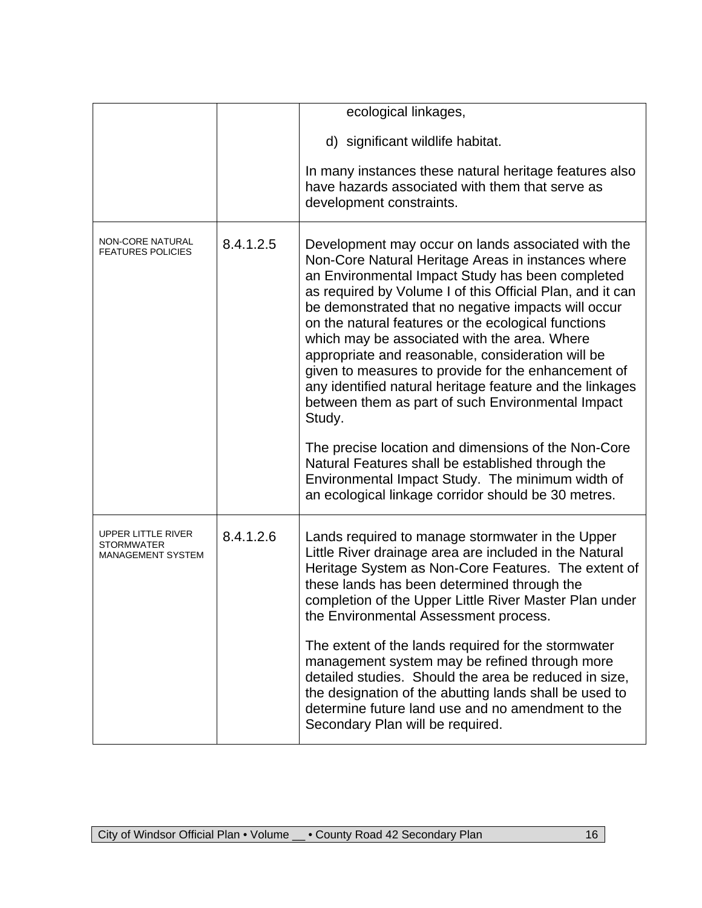| | | |
|---|---|---|
| | | ecological linkages,<br><br>d) significant wildlife habitat.<br><br>In many instances these natural heritage features also have hazards associated with them that serve as development constraints. |
| NON-CORE NATURAL FEATURES POLICIES | 8.4.1.2.5 | Development may occur on lands associated with the Non-Core Natural Heritage Areas in instances where an Environmental Impact Study has been completed as required by Volume I of this Official Plan, and it can be demonstrated that no negative impacts will occur on the natural features or the ecological functions which may be associated with the area. Where appropriate and reasonable, consideration will be given to measures to provide for the enhancement of any identified natural heritage feature and the linkages between them as part of such Environmental Impact Study.<br><br>The precise location and dimensions of the Non-Core Natural Features shall be established through the Environmental Impact Study. The minimum width of an ecological linkage corridor should be 30 metres. |
| UPPER LITTLE RIVER STORMWATER MANAGEMENT SYSTEM | 8.4.1.2.6 | Lands required to manage stormwater in the Upper Little River drainage area are included in the Natural Heritage System as Non-Core Features. The extent of these lands has been determined through the completion of the Upper Little River Master Plan under the Environmental Assessment process.<br><br>The extent of the lands required for the stormwater management system may be refined through more detailed studies. Should the area be reduced in size, the designation of the abutting lands shall be used to determine future land use and no amendment to the Secondary Plan will be required. |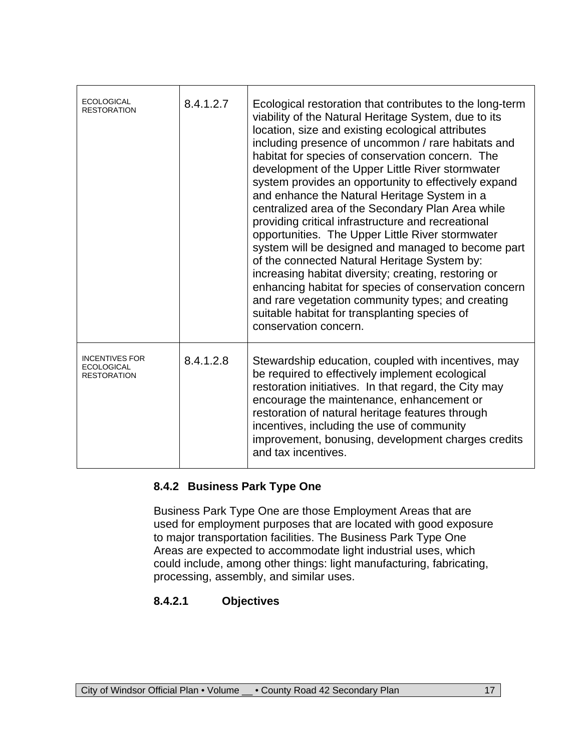| | | |
|---|---|---|
| ECOLOGICAL RESTORATION | 8.4.1.2.7 | Ecological restoration that contributes to the long-term viability of the Natural Heritage System, due to its location, size and existing ecological attributes including presence of uncommon / rare habitats and habitat for species of conservation concern. The development of the Upper Little River stormwater system provides an opportunity to effectively expand and enhance the Natural Heritage System in a centralized area of the Secondary Plan Area while providing critical infrastructure and recreational opportunities. The Upper Little River stormwater system will be designed and managed to become part of the connected Natural Heritage System by: increasing habitat diversity; creating, restoring or enhancing habitat for species of conservation concern and rare vegetation community types; and creating suitable habitat for transplanting species of conservation concern. |
| INCENTIVES FOR ECOLOGICAL RESTORATION | 8.4.1.2.8 | Stewardship education, coupled with incentives, may be required to effectively implement ecological restoration initiatives. In that regard, the City may encourage the maintenance, enhancement or restoration of natural heritage features through incentives, including the use of community improvement, bonusing, development charges credits and tax incentives. |

### 8.4.2 Business Park Type One

Business Park Type One are those Employment Areas that are used for employment purposes that are located with good exposure to major transportation facilities. The Business Park Type One Areas are expected to accommodate light industrial uses, which could include, among other things: light manufacturing, fabricating, processing, assembly, and similar uses.

#### 8.4.2.1 Objectives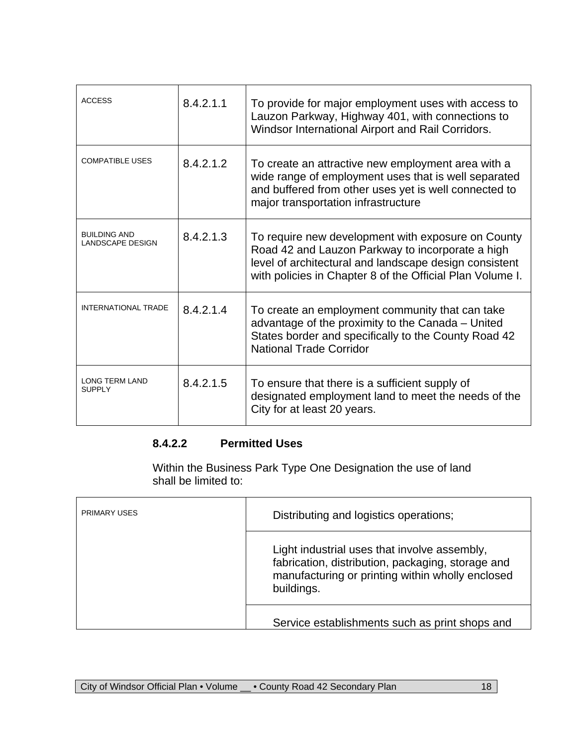| | | |
|---|---|---|
| ACCESS | 8.4.2.1.1 | To provide for major employment uses with access to Lauzon Parkway, Highway 401, with connections to Windsor International Airport and Rail Corridors. |
| COMPATIBLE USES | 8.4.2.1.2 | To create an attractive new employment area with a wide range of employment uses that is well separated and buffered from other uses yet is well connected to major transportation infrastructure |
| BUILDING AND LANDSCAPE DESIGN | 8.4.2.1.3 | To require new development with exposure on County Road 42 and Lauzon Parkway to incorporate a high level of architectural and landscape design consistent with policies in Chapter 8 of the Official Plan Volume I. |
| INTERNATIONAL TRADE | 8.4.2.1.4 | To create an employment community that can take advantage of the proximity to the Canada – United States border and specifically to the County Road 42 National Trade Corridor |
| LONG TERM LAND SUPPLY | 8.4.2.1.5 | To ensure that there is a sufficient supply of designated employment land to meet the needs of the City for at least 20 years. |

### 8.4.2.2 Permitted Uses

Within the Business Park Type One Designation the use of land shall be limited to:

| | |
|---|---|
| PRIMARY USES | Distributing and logistics operations; |
| | Light industrial uses that involve assembly, fabrication, distribution, packaging, storage and manufacturing or printing within wholly enclosed buildings. |
| | Service establishments such as print shops and |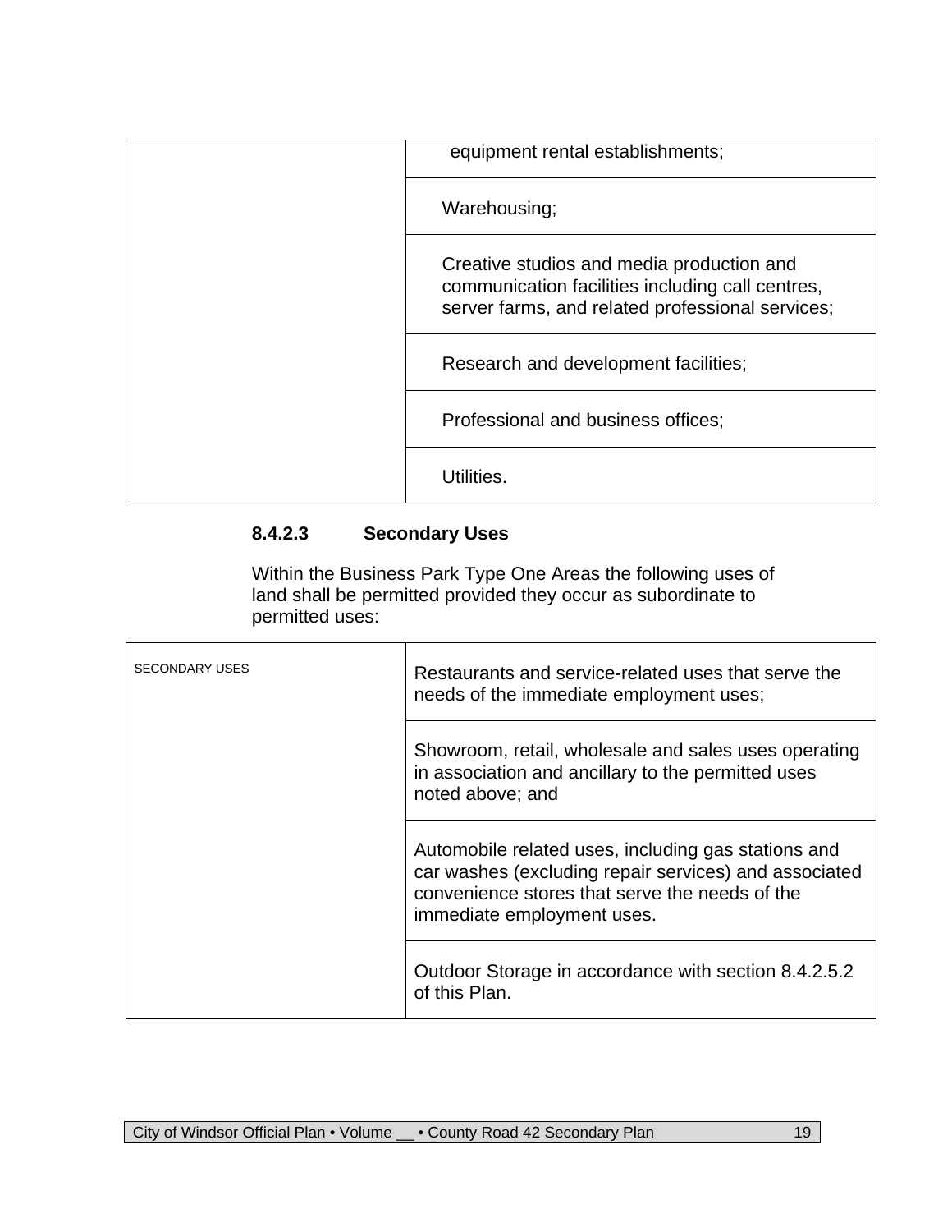| | |
|---|---|
| | equipment rental establishments; |
| | Warehousing; |
| | Creative studios and media production and communication facilities including call centres, server farms, and related professional services; |
| | Research and development facilities; |
| | Professional and business offices; |
| | Utilities. |

### 8.4.2.3 Secondary Uses

Within the Business Park Type One Areas the following uses of land shall be permitted provided they occur as subordinate to permitted uses:

| SECONDARY USES | Restaurants and service-related uses that serve the needs of the immediate employment uses; |
|---|---|
| | Showroom, retail, wholesale and sales uses operating in association and ancillary to the permitted uses noted above; and |
| | Automobile related uses, including gas stations and car washes (excluding repair services) and associated convenience stores that serve the needs of the immediate employment uses. |
| | Outdoor Storage in accordance with section 8.4.2.5.2 of this Plan. |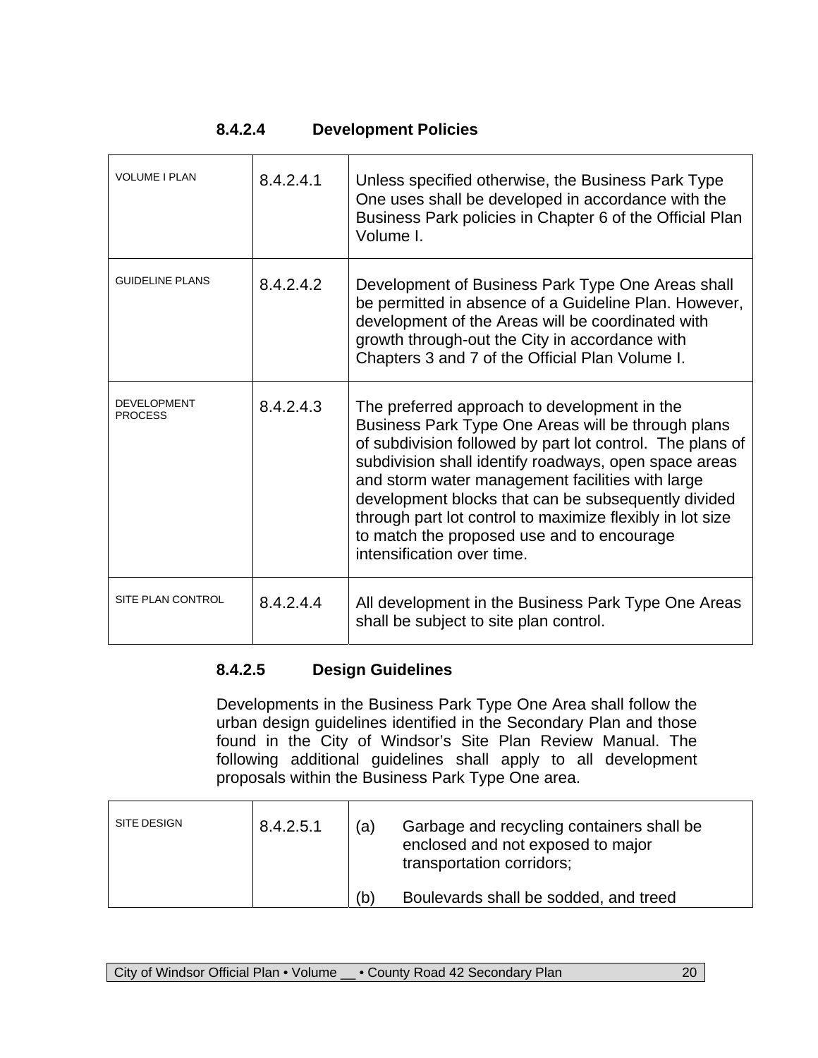### 8.4.2.4 Development Policies

| | | |
|---|---|---|
| VOLUME I PLAN | 8.4.2.4.1 | Unless specified otherwise, the Business Park Type One uses shall be developed in accordance with the Business Park policies in Chapter 6 of the Official Plan Volume I. |
| GUIDELINE PLANS | 8.4.2.4.2 | Development of Business Park Type One Areas shall be permitted in absence of a Guideline Plan. However, development of the Areas will be coordinated with growth through-out the City in accordance with Chapters 3 and 7 of the Official Plan Volume I. |
| DEVELOPMENT PROCESS | 8.4.2.4.3 | The preferred approach to development in the Business Park Type One Areas will be through plans of subdivision followed by part lot control. The plans of subdivision shall identify roadways, open space areas and storm water management facilities with large development blocks that can be subsequently divided through part lot control to maximize flexibly in lot size to match the proposed use and to encourage intensification over time. |
| SITE PLAN CONTROL | 8.4.2.4.4 | All development in the Business Park Type One Areas shall be subject to site plan control. |

### 8.4.2.5 Design Guidelines

Developments in the Business Park Type One Area shall follow the urban design guidelines identified in the Secondary Plan and those found in the City of Windsor's Site Plan Review Manual. The following additional guidelines shall apply to all development proposals within the Business Park Type One area.

| | | |
|---|---|---|
| SITE DESIGN | 8.4.2.5.1 | (a) Garbage and recycling containers shall be enclosed and not exposed to major transportation corridors;<br><br>(b) Boulevards shall be sodded, and treed |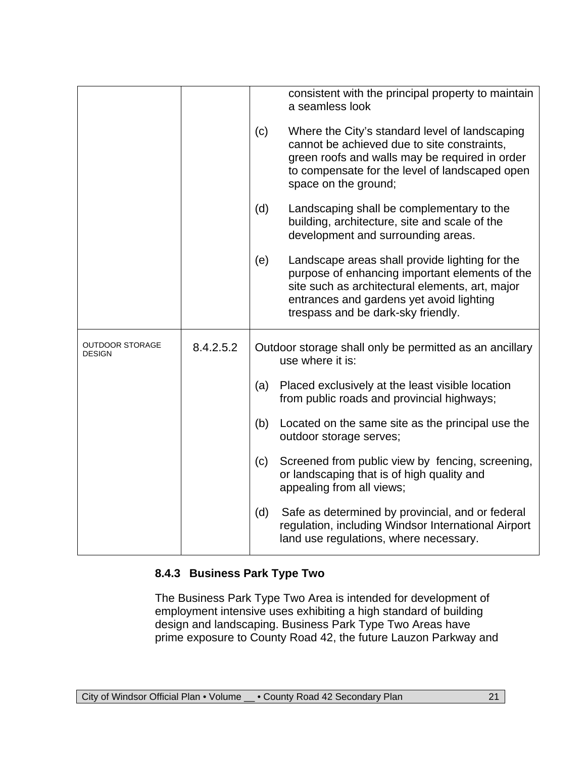| | | |
|---|---|---|
| | | consistent with the principal property to maintain a seamless look<br><br>(c) Where the City’s standard level of landscaping cannot be achieved due to site constraints, green roofs and walls may be required in order to compensate for the level of landscaped open space on the ground;<br><br>(d) Landscaping shall be complementary to the building, architecture, site and scale of the development and surrounding areas.<br><br>(e) Landscape areas shall provide lighting for the purpose of enhancing important elements of the site such as architectural elements, art, major entrances and gardens yet avoid lighting trespass and be dark-sky friendly. |
| OUTDOOR STORAGE DESIGN | 8.4.2.5.2 | Outdoor storage shall only be permitted as an ancillary use where it is:<br><br>(a) Placed exclusively at the least visible location from public roads and provincial highways;<br><br>(b) Located on the same site as the principal use the outdoor storage serves;<br><br>(c) Screened from public view by fencing, screening, or landscaping that is of high quality and appealing from all views;<br><br>(d) Safe as determined by provincial, and or federal regulation, including Windsor International Airport land use regulations, where necessary. |

### 8.4.3 Business Park Type Two

The Business Park Type Two Area is intended for development of employment intensive uses exhibiting a high standard of building design and landscaping. Business Park Type Two Areas have prime exposure to County Road 42, the future Lauzon Parkway and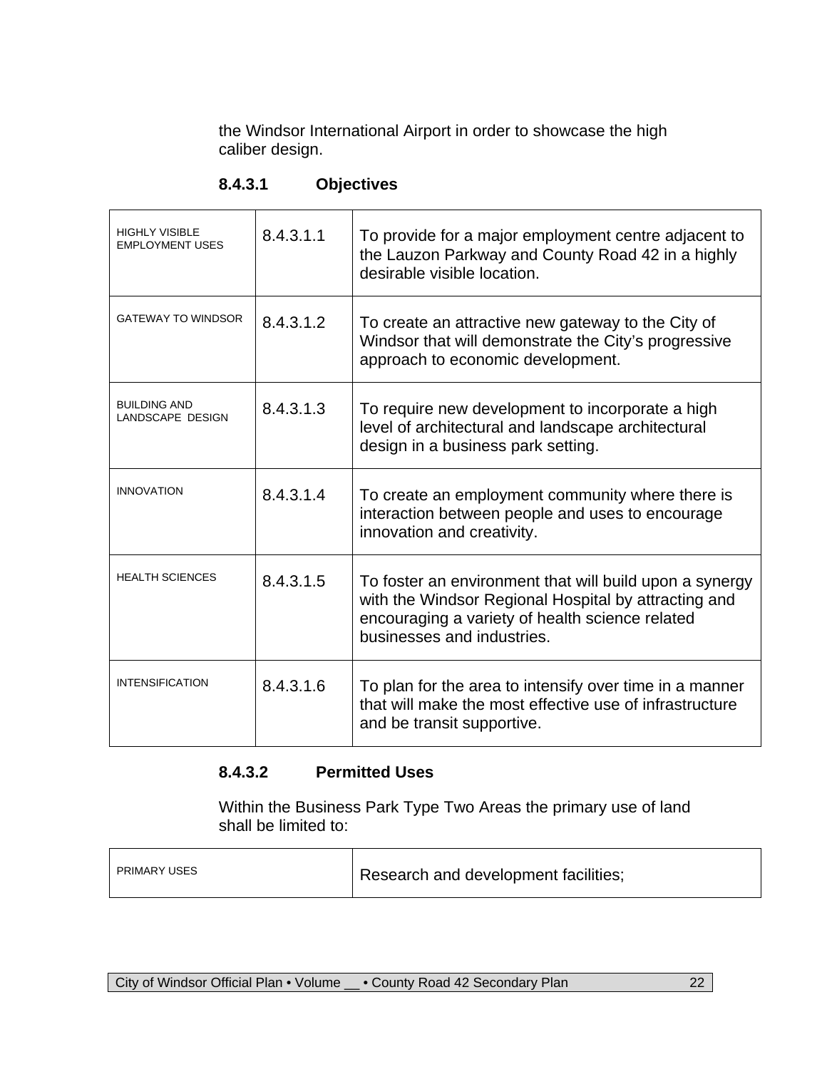the Windsor International Airport in order to showcase the high caliber design.

#### 8.4.3.1 Objectives

| | | |
|---|---|---|
| HIGHLY VISIBLE EMPLOYMENT USES | 8.4.3.1.1 | To provide for a major employment centre adjacent to the Lauzon Parkway and County Road 42 in a highly desirable visible location. |
| GATEWAY TO WINDSOR | 8.4.3.1.2 | To create an attractive new gateway to the City of Windsor that will demonstrate the City's progressive approach to economic development. |
| BUILDING AND LANDSCAPE DESIGN | 8.4.3.1.3 | To require new development to incorporate a high level of architectural and landscape architectural design in a business park setting. |
| INNOVATION | 8.4.3.1.4 | To create an employment community where there is interaction between people and uses to encourage innovation and creativity. |
| HEALTH SCIENCES | 8.4.3.1.5 | To foster an environment that will build upon a synergy with the Windsor Regional Hospital by attracting and encouraging a variety of health science related businesses and industries. |
| INTENSIFICATION | 8.4.3.1.6 | To plan for the area to intensify over time in a manner that will make the most effective use of infrastructure and be transit supportive. |

#### 8.4.3.2 Permitted Uses

Within the Business Park Type Two Areas the primary use of land shall be limited to:

| | |
|---|---|
| PRIMARY USES | Research and development facilities; |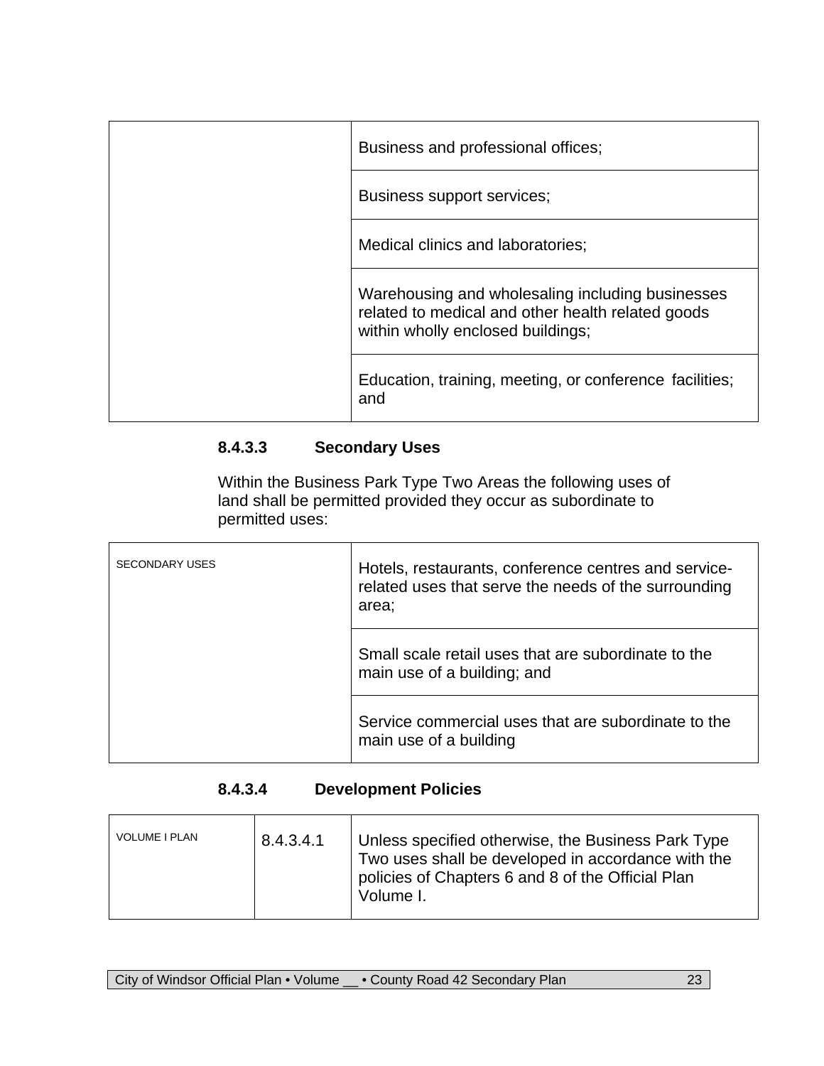| | |
|---|---|
| | Business and professional offices; |
| | Business support services; |
| | Medical clinics and laboratories; |
| | Warehousing and wholesaling including businesses related to medical and other health related goods within wholly enclosed buildings; |
| | Education, training, meeting, or conference facilities; and |

### 8.4.3.3 Secondary Uses

Within the Business Park Type Two Areas the following uses of land shall be permitted provided they occur as subordinate to permitted uses:

| | |
|---|---|
| SECONDARY USES | Hotels, restaurants, conference centres and service-related uses that serve the needs of the surrounding area; |
| | Small scale retail uses that are subordinate to the main use of a building; and |
| | Service commercial uses that are subordinate to the main use of a building |

### 8.4.3.4 Development Policies

| | | |
|---|---|---|
| VOLUME I PLAN | 8.4.3.4.1 | Unless specified otherwise, the Business Park Type Two uses shall be developed in accordance with the policies of Chapters 6 and 8 of the Official Plan Volume I. |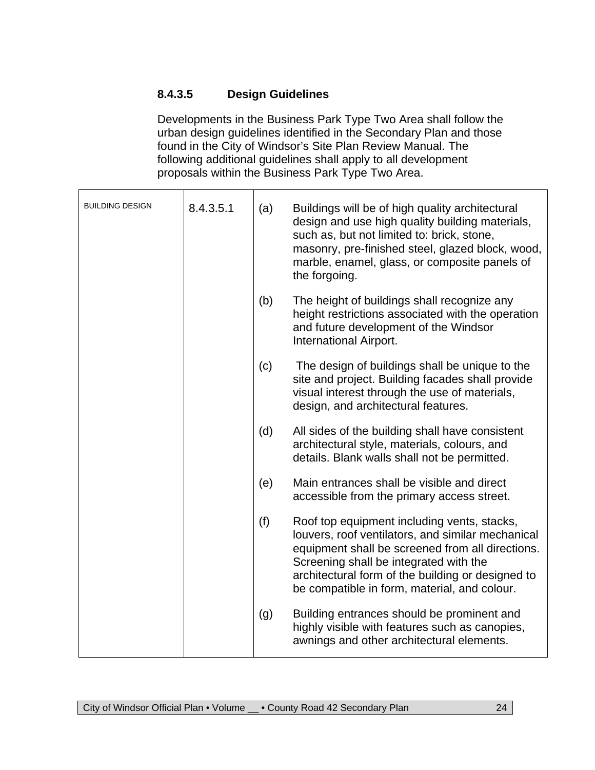#### 8.4.3.5 Design Guidelines

Developments in the Business Park Type Two Area shall follow the urban design guidelines identified in the Secondary Plan and those found in the City of Windsor's Site Plan Review Manual. The following additional guidelines shall apply to all development proposals within the Business Park Type Two Area.

| | | |
|---|---|---|
| BUILDING DESIGN | 8.4.3.5.1 | (a) Buildings will be of high quality architectural design and use high quality building materials, such as, but not limited to: brick, stone, masonry, pre-finished steel, glazed block, wood, marble, enamel, glass, or composite panels of the forgoing.<br><br>(b) The height of buildings shall recognize any height restrictions associated with the operation and future development of the Windsor International Airport.<br><br>(c) The design of buildings shall be unique to the site and project. Building facades shall provide visual interest through the use of materials, design, and architectural features.<br><br>(d) All sides of the building shall have consistent architectural style, materials, colours, and details. Blank walls shall not be permitted.<br><br>(e) Main entrances shall be visible and direct accessible from the primary access street.<br><br>(f) Roof top equipment including vents, stacks, louvers, roof ventilators, and similar mechanical equipment shall be screened from all directions. Screening shall be integrated with the architectural form of the building or designed to be compatible in form, material, and colour.<br><br>(g) Building entrances should be prominent and highly visible with features such as canopies, awnings and other architectural elements. |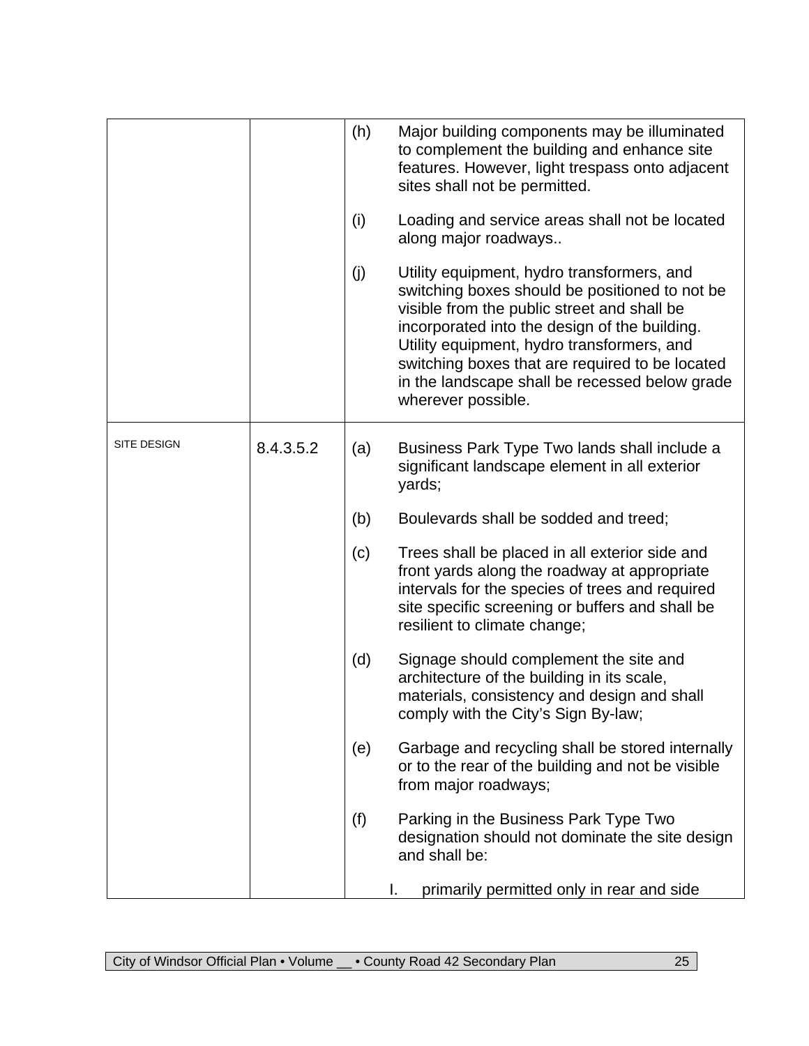| | | |
|---|---|---|
| | | (h) Major building components may be illuminated to complement the building and enhance site features. However, light trespass onto adjacent sites shall not be permitted.<br><br>(i) Loading and service areas shall not be located along major roadways..<br><br>(j) Utility equipment, hydro transformers, and switching boxes should be positioned to not be visible from the public street and shall be incorporated into the design of the building. Utility equipment, hydro transformers, and switching boxes that are required to be located in the landscape shall be recessed below grade wherever possible. |
| SITE DESIGN | 8.4.3.5.2 | (a) Business Park Type Two lands shall include a significant landscape element in all exterior yards;<br><br>(b) Boulevards shall be sodded and treed;<br><br>(c) Trees shall be placed in all exterior side and front yards along the roadway at appropriate intervals for the species of trees and required site specific screening or buffers and shall be resilient to climate change;<br><br>(d) Signage should complement the site and architecture of the building in its scale, materials, consistency and design and shall comply with the City's Sign By-law;<br><br>(e) Garbage and recycling shall be stored internally or to the rear of the building and not be visible from major roadways;<br><br>(f) Parking in the Business Park Type Two designation should not dominate the site design and shall be:<br><br>I. primarily permitted only in rear and side |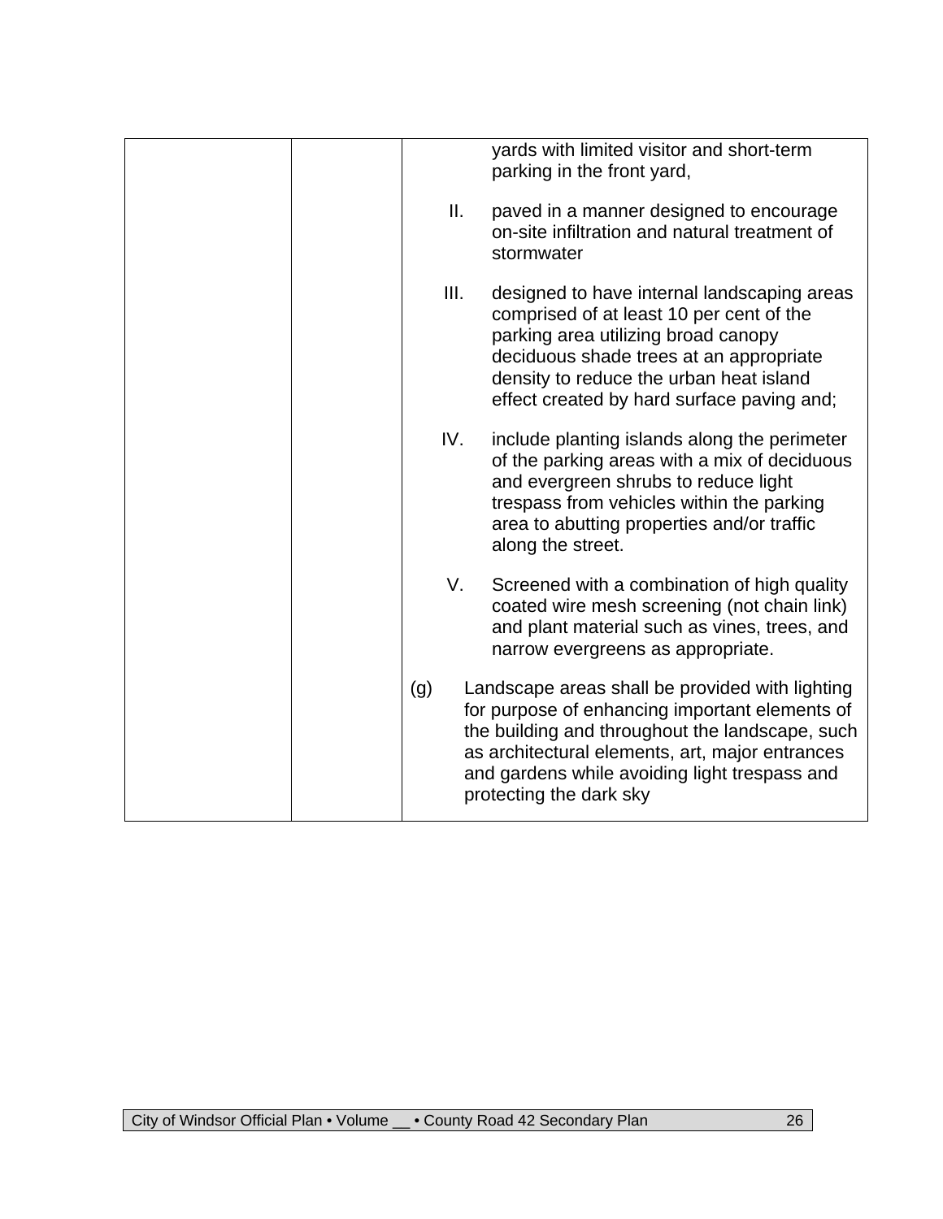| | | yards with limited visitor and short-term parking in the front yard,<br><br>II. paved in a manner designed to encourage on-site infiltration and natural treatment of stormwater<br><br>III. designed to have internal landscaping areas comprised of at least 10 per cent of the parking area utilizing broad canopy deciduous shade trees at an appropriate density to reduce the urban heat island effect created by hard surface paving and;<br><br>IV. include planting islands along the perimeter of the parking areas with a mix of deciduous and evergreen shrubs to reduce light trespass from vehicles within the parking area to abutting properties and/or traffic along the street.<br><br>V. Screened with a combination of high quality coated wire mesh screening (not chain link) and plant material such as vines, trees, and narrow evergreens as appropriate.<br><br>(g) Landscape areas shall be provided with lighting for purpose of enhancing important elements of the building and throughout the landscape, such as architectural elements, art, major entrances and gardens while avoiding light trespass and protecting the dark sky |
|---|---|---|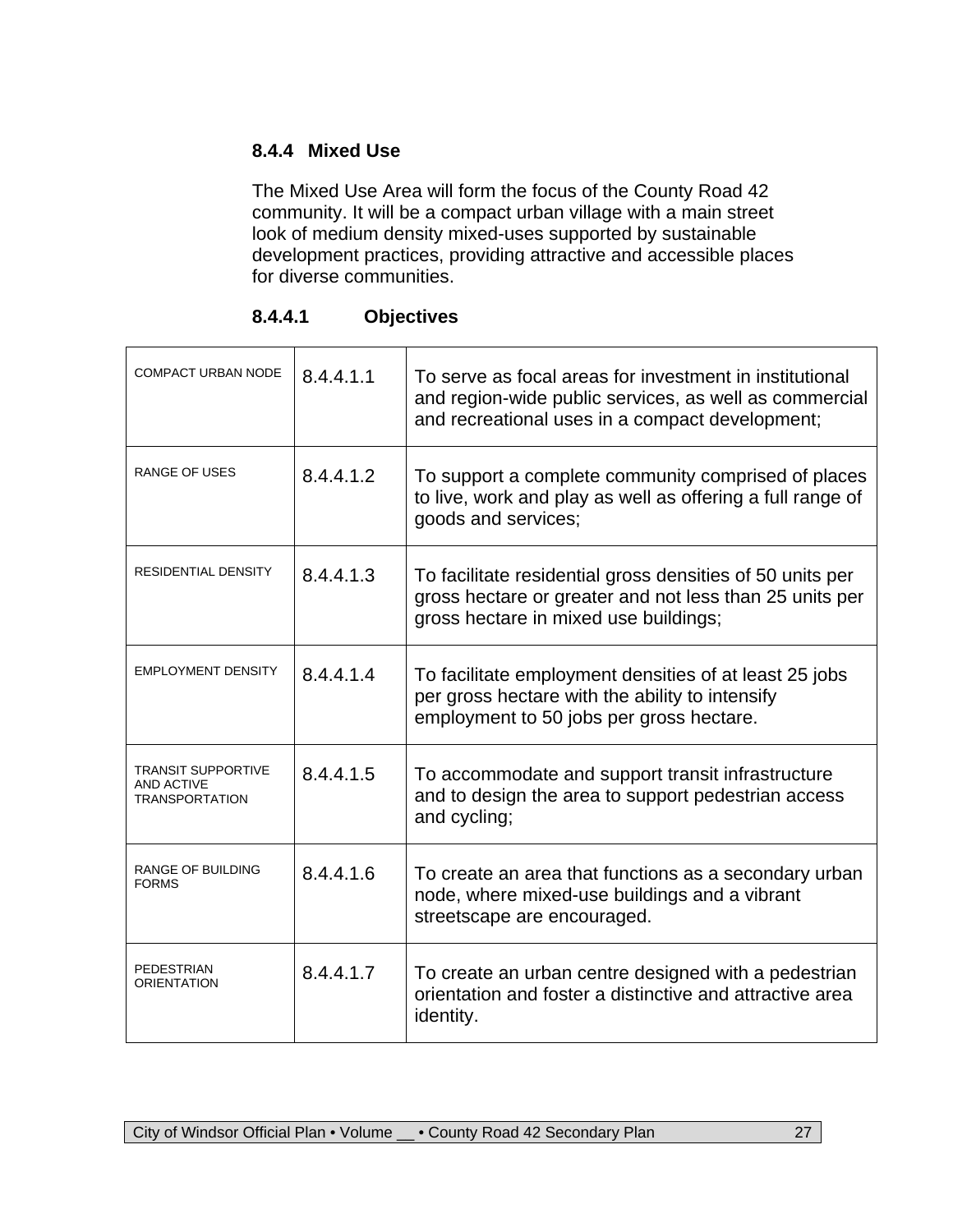### 8.4.4 Mixed Use

The Mixed Use Area will form the focus of the County Road 42 community. It will be a compact urban village with a main street look of medium density mixed-uses supported by sustainable development practices, providing attractive and accessible places for diverse communities.

#### 8.4.4.1 Objectives

| | | |
|---|---|---|
| COMPACT URBAN NODE | 8.4.4.1.1 | To serve as focal areas for investment in institutional and region-wide public services, as well as commercial and recreational uses in a compact development; |
| RANGE OF USES | 8.4.4.1.2 | To support a complete community comprised of places to live, work and play as well as offering a full range of goods and services; |
| RESIDENTIAL DENSITY | 8.4.4.1.3 | To facilitate residential gross densities of 50 units per gross hectare or greater and not less than 25 units per gross hectare in mixed use buildings; |
| EMPLOYMENT DENSITY | 8.4.4.1.4 | To facilitate employment densities of at least 25 jobs per gross hectare with the ability to intensify employment to 50 jobs per gross hectare. |
| TRANSIT SUPPORTIVE AND ACTIVE TRANSPORTATION | 8.4.4.1.5 | To accommodate and support transit infrastructure and to design the area to support pedestrian access and cycling; |
| RANGE OF BUILDING FORMS | 8.4.4.1.6 | To create an area that functions as a secondary urban node, where mixed-use buildings and a vibrant streetscape are encouraged. |
| PEDESTRIAN ORIENTATION | 8.4.4.1.7 | To create an urban centre designed with a pedestrian orientation and foster a distinctive and attractive area identity. |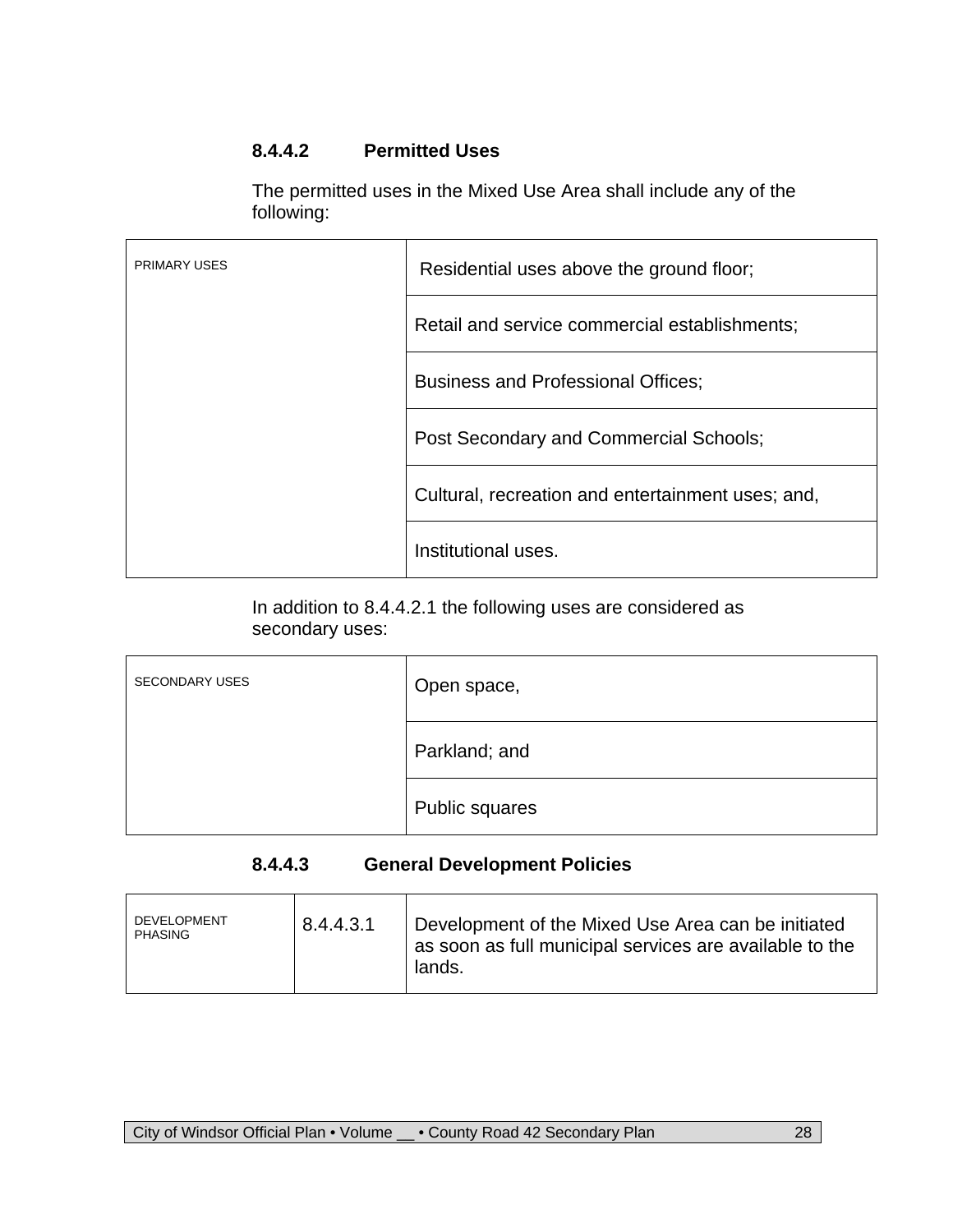#### 8.4.4.2 Permitted Uses

The permitted uses in the Mixed Use Area shall include any of the following:

| PRIMARY USES | Residential uses above the ground floor; |
|---|---|
| | Retail and service commercial establishments; |
| | Business and Professional Offices; |
| | Post Secondary and Commercial Schools; |
| | Cultural, recreation and entertainment uses; and, |
| | Institutional uses. |

In addition to 8.4.4.2.1 the following uses are considered as secondary uses:

| SECONDARY USES | Open space, |
|---|---|
| | Parkland; and |
| | Public squares |

#### 8.4.4.3 General Development Policies

| DEVELOPMENT PHASING | 8.4.4.3.1 | Development of the Mixed Use Area can be initiated as soon as full municipal services are available to the lands. |
|---|---|---|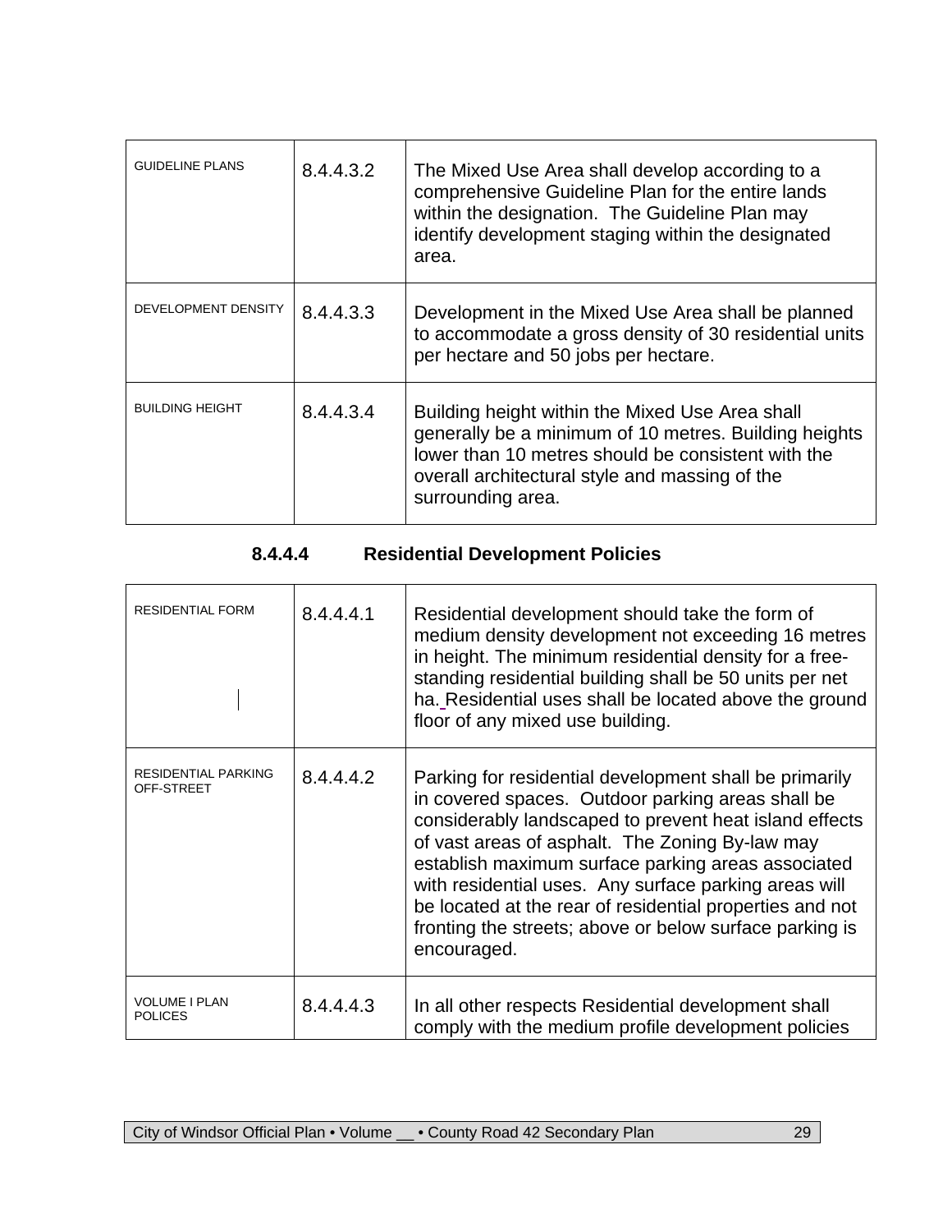| | | |
|---|---|---|
| GUIDELINE PLANS | 8.4.4.3.2 | The Mixed Use Area shall develop according to a comprehensive Guideline Plan for the entire lands within the designation. The Guideline Plan may identify development staging within the designated area. |
| DEVELOPMENT DENSITY | 8.4.4.3.3 | Development in the Mixed Use Area shall be planned to accommodate a gross density of 30 residential units per hectare and 50 jobs per hectare. |
| BUILDING HEIGHT | 8.4.4.3.4 | Building height within the Mixed Use Area shall generally be a minimum of 10 metres. Building heights lower than 10 metres should be consistent with the overall architectural style and massing of the surrounding area. |

### 8.4.4.4 Residential Development Policies

| | | |
|---|---|---|
| RESIDENTIAL FORM | 8.4.4.4.1 | Residential development should take the form of medium density development not exceeding 16 metres in height. The minimum residential density for a free-standing residential building shall be 50 units per net ha. Residential uses shall be located above the ground floor of any mixed use building. |
| RESIDENTIAL PARKING OFF-STREET | 8.4.4.4.2 | Parking for residential development shall be primarily in covered spaces. Outdoor parking areas shall be considerably landscaped to prevent heat island effects of vast areas of asphalt. The Zoning By-law may establish maximum surface parking areas associated with residential uses. Any surface parking areas will be located at the rear of residential properties and not fronting the streets; above or below surface parking is encouraged. |
| VOLUME I PLAN POLICES | 8.4.4.4.3 | In all other respects Residential development shall comply with the medium profile development policies |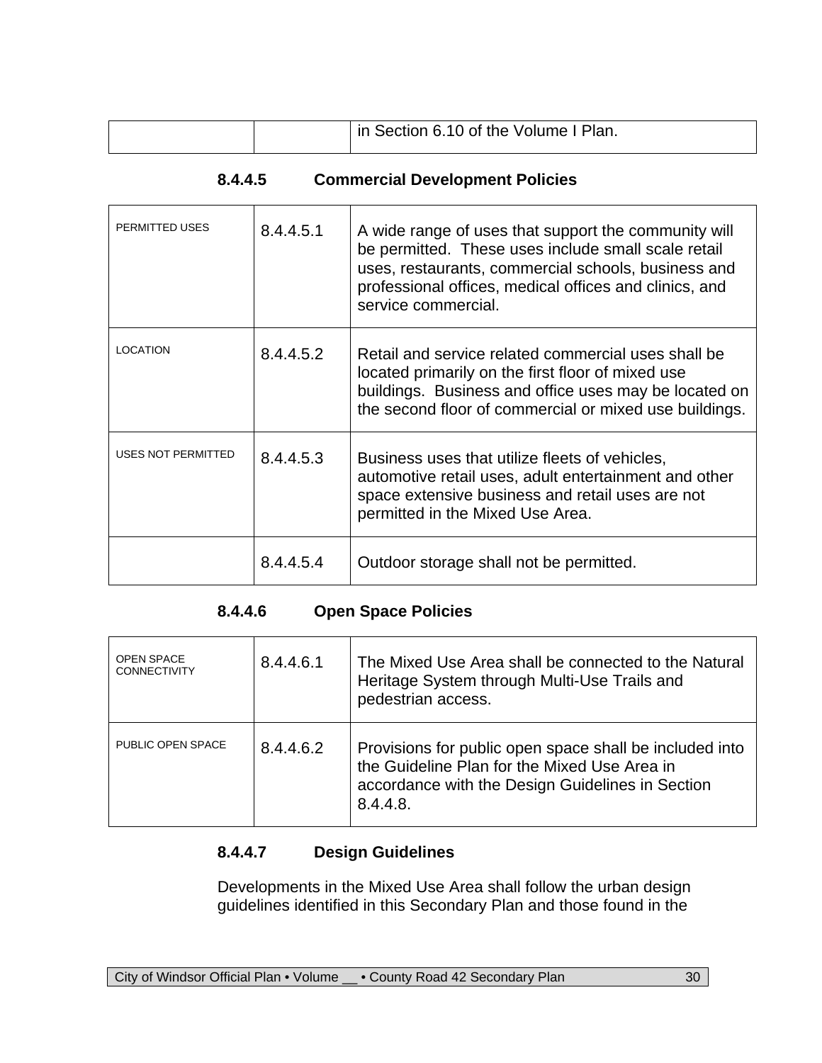| | | in Section 6.10 of the Volume I Plan. |
|---|---|---|

#### 8.4.4.5 Commercial Development Policies

| | | |
|---|---|---|
| PERMITTED USES | 8.4.4.5.1 | A wide range of uses that support the community will be permitted. These uses include small scale retail uses, restaurants, commercial schools, business and professional offices, medical offices and clinics, and service commercial. |
| LOCATION | 8.4.4.5.2 | Retail and service related commercial uses shall be located primarily on the first floor of mixed use buildings. Business and office uses may be located on the second floor of commercial or mixed use buildings. |
| USES NOT PERMITTED | 8.4.4.5.3 | Business uses that utilize fleets of vehicles, automotive retail uses, adult entertainment and other space extensive business and retail uses are not permitted in the Mixed Use Area. |
| | 8.4.4.5.4 | Outdoor storage shall not be permitted. |

#### 8.4.4.6 Open Space Policies

| | | |
|---|---|---|
| OPEN SPACE CONNECTIVITY | 8.4.4.6.1 | The Mixed Use Area shall be connected to the Natural Heritage System through Multi-Use Trails and pedestrian access. |
| PUBLIC OPEN SPACE | 8.4.4.6.2 | Provisions for public open space shall be included into the Guideline Plan for the Mixed Use Area in accordance with the Design Guidelines in Section 8.4.4.8. |

#### 8.4.4.7 Design Guidelines

Developments in the Mixed Use Area shall follow the urban design guidelines identified in this Secondary Plan and those found in the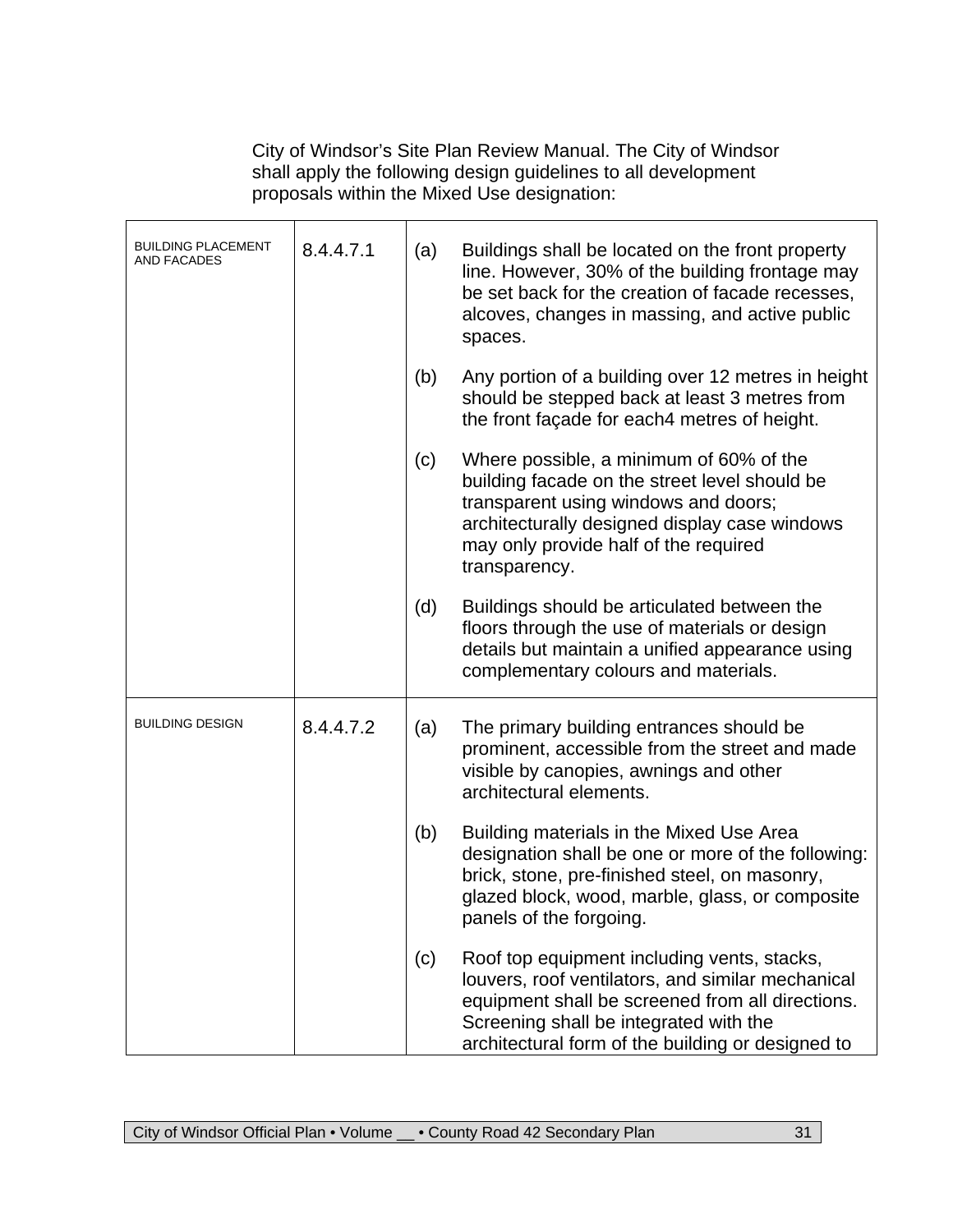City of Windsor's Site Plan Review Manual. The City of Windsor shall apply the following design guidelines to all development proposals within the Mixed Use designation:

| | | | |
|---|---|---|---|
| BUILDING PLACEMENT AND FACADES | 8.4.4.7.1 | (a) | Buildings shall be located on the front property line. However, 30% of the building frontage may be set back for the creation of facade recesses, alcoves, changes in massing, and active public spaces. |
| | | (b) | Any portion of a building over 12 metres in height should be stepped back at least 3 metres from the front façade for each4 metres of height. |
| | | (c) | Where possible, a minimum of 60% of the building facade on the street level should be transparent using windows and doors; architecturally designed display case windows may only provide half of the required transparency. |
| | | (d) | Buildings should be articulated between the floors through the use of materials or design details but maintain a unified appearance using complementary colours and materials. |
| BUILDING DESIGN | 8.4.4.7.2 | (a) | The primary building entrances should be prominent, accessible from the street and made visible by canopies, awnings and other architectural elements. |
| | | (b) | Building materials in the Mixed Use Area designation shall be one or more of the following: brick, stone, pre-finished steel, on masonry, glazed block, wood, marble, glass, or composite panels of the forgoing. |
| | | (c) | Roof top equipment including vents, stacks, louvers, roof ventilators, and similar mechanical equipment shall be screened from all directions. Screening shall be integrated with the architectural form of the building or designed to |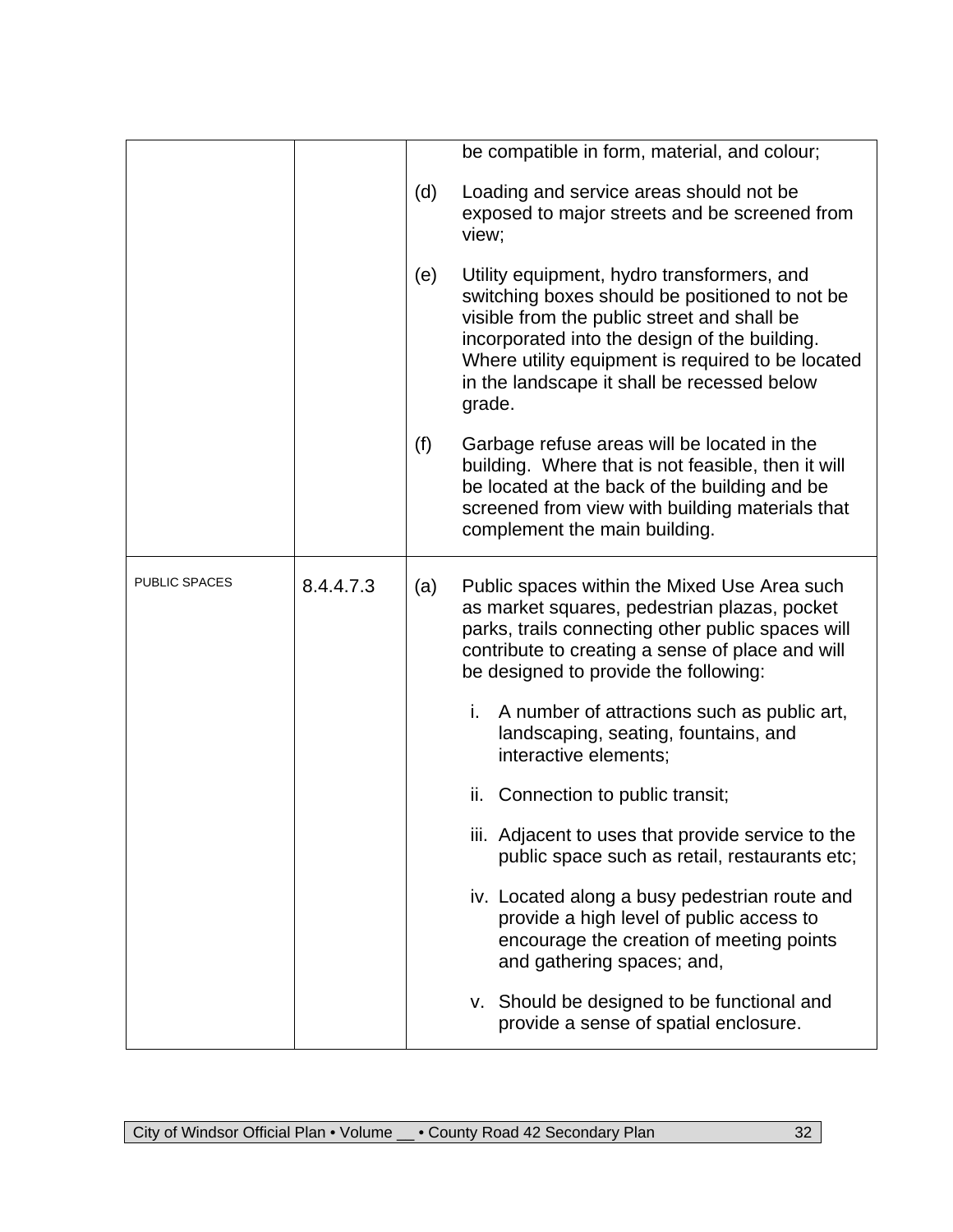|  |  |  |
|---|---|---|
|  |  | be compatible in form, material, and colour;<br><br>(d) Loading and service areas should not be exposed to major streets and be screened from view;<br><br>(e) Utility equipment, hydro transformers, and switching boxes should be positioned to not be visible from the public street and shall be incorporated into the design of the building. Where utility equipment is required to be located in the landscape it shall be recessed below grade.<br><br>(f) Garbage refuse areas will be located in the building. Where that is not feasible, then it will be located at the back of the building and be screened from view with building materials that complement the main building. |
| PUBLIC SPACES | 8.4.4.7.3 | (a) Public spaces within the Mixed Use Area such as market squares, pedestrian plazas, pocket parks, trails connecting other public spaces will contribute to creating a sense of place and will be designed to provide the following:<br><br>i. A number of attractions such as public art, landscaping, seating, fountains, and interactive elements;<br><br>ii. Connection to public transit;<br><br>iii. Adjacent to uses that provide service to the public space such as retail, restaurants etc;<br><br>iv. Located along a busy pedestrian route and provide a high level of public access to encourage the creation of meeting points and gathering spaces; and,<br><br>v. Should be designed to be functional and provide a sense of spatial enclosure. |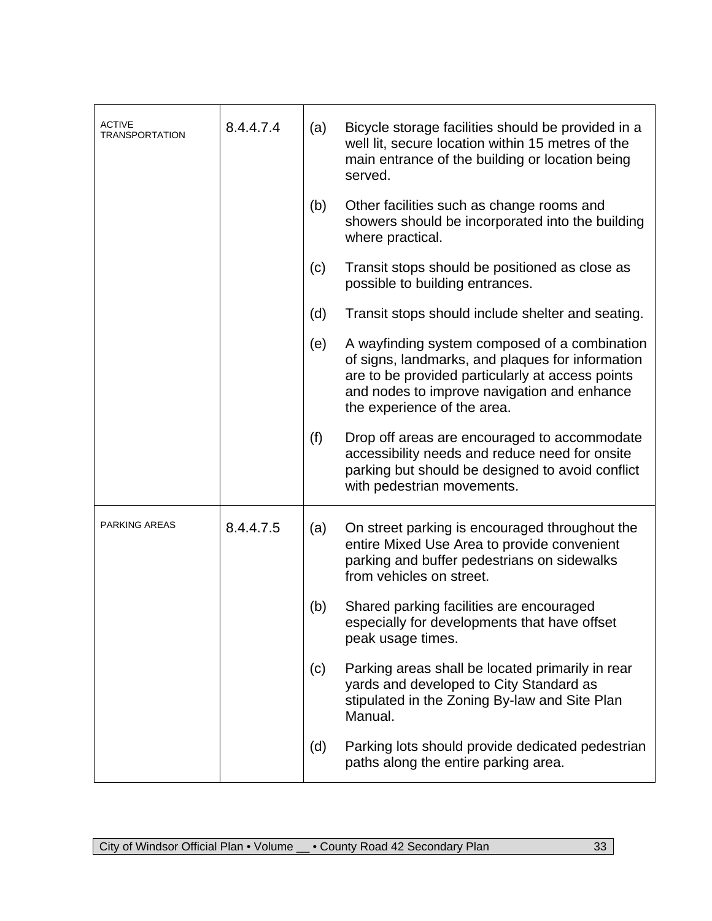| | | |
|---|---|---|
| ACTIVE TRANSPORTATION | 8.4.4.7.4 | (a) Bicycle storage facilities should be provided in a well lit, secure location within 15 metres of the main entrance of the building or location being served.<br><br>(b) Other facilities such as change rooms and showers should be incorporated into the building where practical.<br><br>(c) Transit stops should be positioned as close as possible to building entrances.<br><br>(d) Transit stops should include shelter and seating.<br><br>(e) A wayfinding system composed of a combination of signs, landmarks, and plaques for information are to be provided particularly at access points and nodes to improve navigation and enhance the experience of the area.<br><br>(f) Drop off areas are encouraged to accommodate accessibility needs and reduce need for onsite parking but should be designed to avoid conflict with pedestrian movements. |
| PARKING AREAS | 8.4.4.7.5 | (a) On street parking is encouraged throughout the entire Mixed Use Area to provide convenient parking and buffer pedestrians on sidewalks from vehicles on street.<br><br>(b) Shared parking facilities are encouraged especially for developments that have offset peak usage times.<br><br>(c) Parking areas shall be located primarily in rear yards and developed to City Standard as stipulated in the Zoning By-law and Site Plan Manual.<br><br>(d) Parking lots should provide dedicated pedestrian paths along the entire parking area. |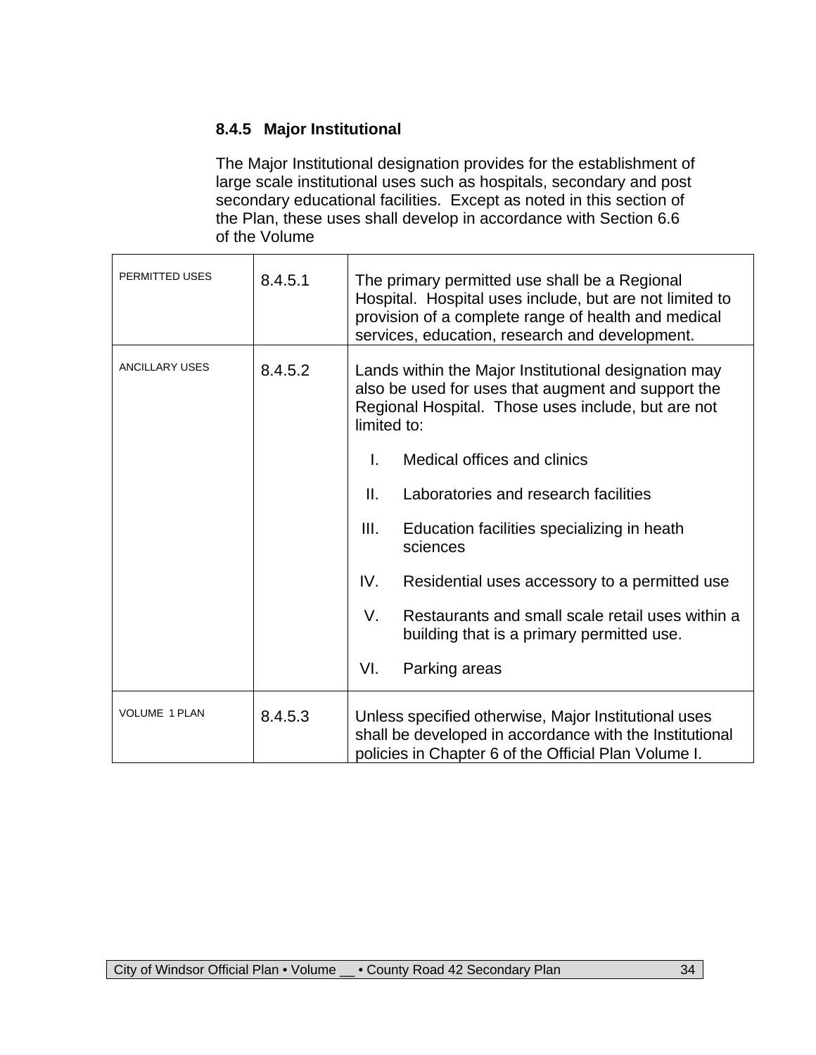### 8.4.5 Major Institutional

The Major Institutional designation provides for the establishment of large scale institutional uses such as hospitals, secondary and post secondary educational facilities. Except as noted in this section of the Plan, these uses shall develop in accordance with Section 6.6 of the Volume

| | | |
|---|---|---|
| PERMITTED USES | 8.4.5.1 | The primary permitted use shall be a Regional Hospital. Hospital uses include, but are not limited to provision of a complete range of health and medical services, education, research and development. |
| ANCILLARY USES | 8.4.5.2 | Lands within the Major Institutional designation may also be used for uses that augment and support the Regional Hospital. Those uses include, but are not limited to:<br><br>I. Medical offices and clinics<br><br>II. Laboratories and research facilities<br><br>III. Education facilities specializing in heath sciences<br><br>IV. Residential uses accessory to a permitted use<br><br>V. Restaurants and small scale retail uses within a building that is a primary permitted use.<br><br>VI. Parking areas |
| VOLUME 1 PLAN | 8.4.5.3 | Unless specified otherwise, Major Institutional uses shall be developed in accordance with the Institutional policies in Chapter 6 of the Official Plan Volume I. |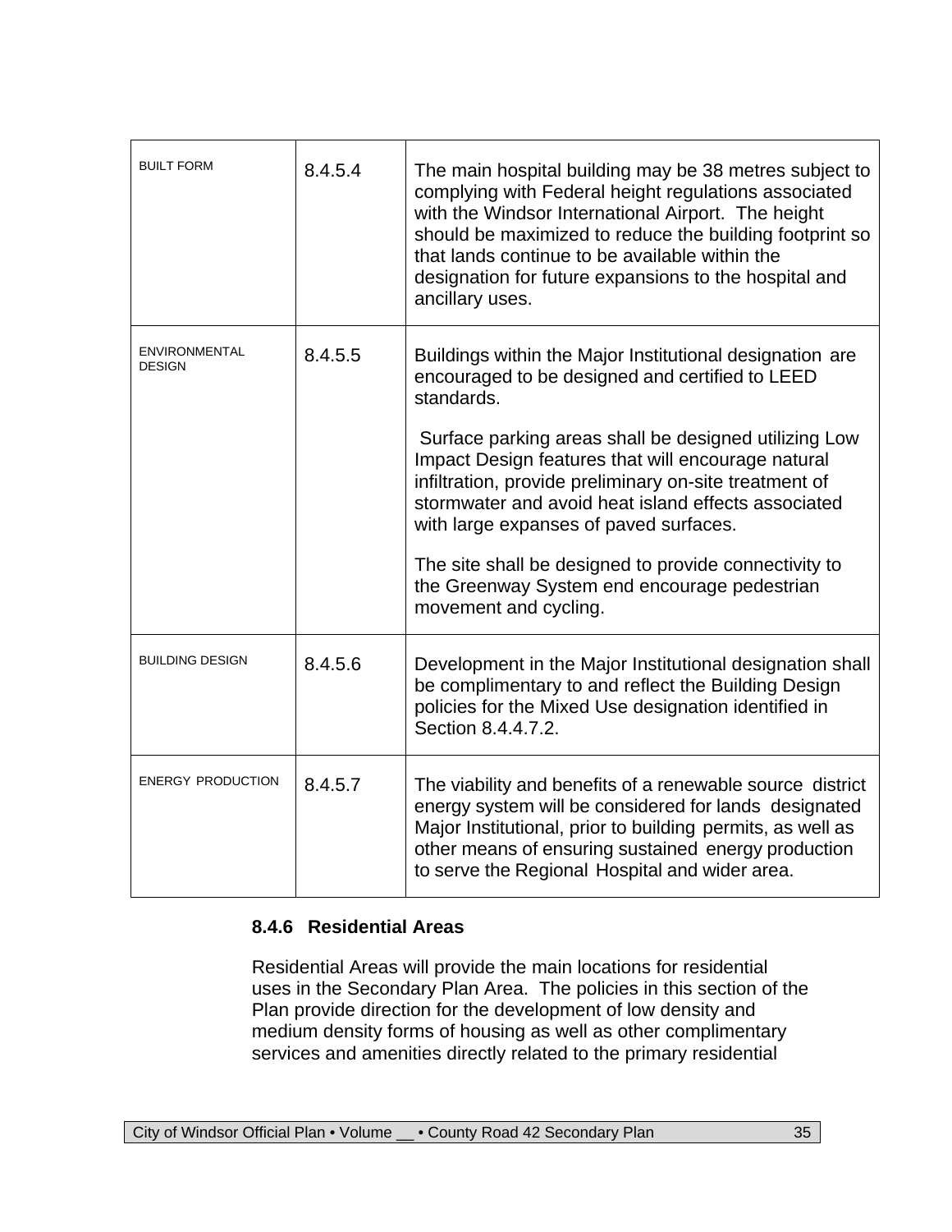| | | |
|---|---|---|
| BUILT FORM | 8.4.5.4 | The main hospital building may be 38 metres subject to complying with Federal height regulations associated with the Windsor International Airport. The height should be maximized to reduce the building footprint so that lands continue to be available within the designation for future expansions to the hospital and ancillary uses. |
| ENVIRONMENTAL DESIGN | 8.4.5.5 | Buildings within the Major Institutional designation are encouraged to be designed and certified to LEED standards.<br><br>Surface parking areas shall be designed utilizing Low Impact Design features that will encourage natural infiltration, provide preliminary on-site treatment of stormwater and avoid heat island effects associated with large expanses of paved surfaces.<br><br>The site shall be designed to provide connectivity to the Greenway System end encourage pedestrian movement and cycling. |
| BUILDING DESIGN | 8.4.5.6 | Development in the Major Institutional designation shall be complimentary to and reflect the Building Design policies for the Mixed Use designation identified in Section 8.4.4.7.2. |
| ENERGY PRODUCTION | 8.4.5.7 | The viability and benefits of a renewable source district energy system will be considered for lands designated Major Institutional, prior to building permits, as well as other means of ensuring sustained energy production to serve the Regional Hospital and wider area. |

### 8.4.6 Residential Areas

Residential Areas will provide the main locations for residential uses in the Secondary Plan Area. The policies in this section of the Plan provide direction for the development of low density and medium density forms of housing as well as other complimentary services and amenities directly related to the primary residential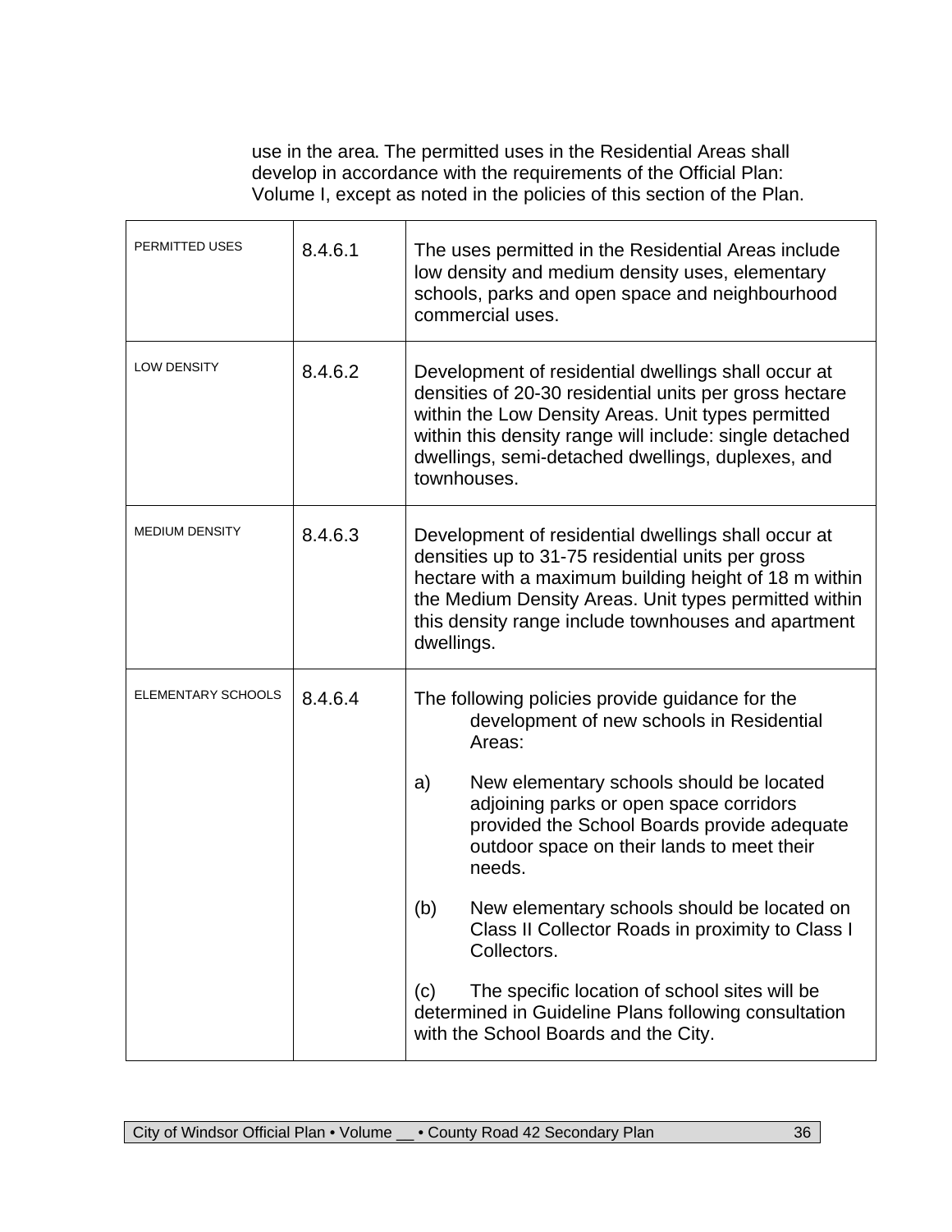use in the area. The permitted uses in the Residential Areas shall develop in accordance with the requirements of the Official Plan: Volume I, except as noted in the policies of this section of the Plan.

| | | |
|---|---|---|
| PERMITTED USES | 8.4.6.1 | The uses permitted in the Residential Areas include low density and medium density uses, elementary schools, parks and open space and neighbourhood commercial uses. |
| LOW DENSITY | 8.4.6.2 | Development of residential dwellings shall occur at densities of 20-30 residential units per gross hectare within the Low Density Areas. Unit types permitted within this density range will include: single detached dwellings, semi-detached dwellings, duplexes, and townhouses. |
| MEDIUM DENSITY | 8.4.6.3 | Development of residential dwellings shall occur at densities up to 31-75 residential units per gross hectare with a maximum building height of 18 m within the Medium Density Areas. Unit types permitted within this density range include townhouses and apartment dwellings. |
| ELEMENTARY SCHOOLS | 8.4.6.4 | The following policies provide guidance for the development of new schools in Residential Areas:<br><br>a) New elementary schools should be located adjoining parks or open space corridors provided the School Boards provide adequate outdoor space on their lands to meet their needs.<br><br>(b) New elementary schools should be located on Class II Collector Roads in proximity to Class I Collectors.<br><br>(c) The specific location of school sites will be determined in Guideline Plans following consultation with the School Boards and the City. |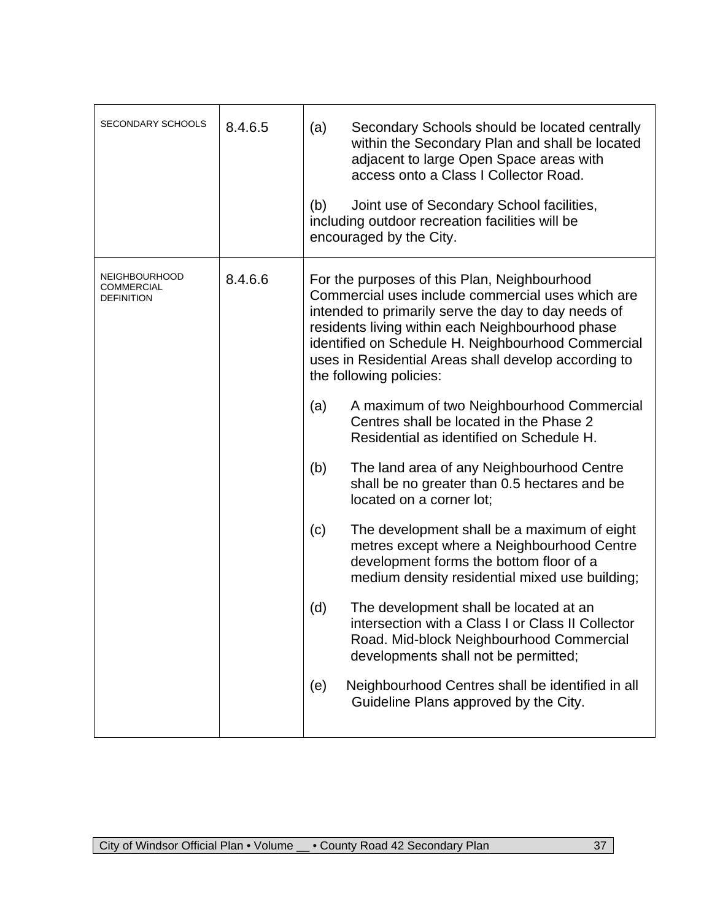| SECONDARY SCHOOLS | 8.4.6.5 | (a) Secondary Schools should be located centrally within the Secondary Plan and shall be located adjacent to large Open Space areas with access onto a Class I Collector Road.<br><br>(b) Joint use of Secondary School facilities, including outdoor recreation facilities will be encouraged by the City. |
|---|---|---|
| NEIGHBOURHOOD COMMERCIAL DEFINITION | 8.4.6.6 | For the purposes of this Plan, Neighbourhood Commercial uses include commercial uses which are intended to primarily serve the day to day needs of residents living within each Neighbourhood phase identified on Schedule H. Neighbourhood Commercial uses in Residential Areas shall develop according to the following policies:<br><br>(a) A maximum of two Neighbourhood Commercial Centres shall be located in the Phase 2 Residential as identified on Schedule H.<br><br>(b) The land area of any Neighbourhood Centre shall be no greater than 0.5 hectares and be located on a corner lot;<br><br>(c) The development shall be a maximum of eight metres except where a Neighbourhood Centre development forms the bottom floor of a medium density residential mixed use building;<br><br>(d) The development shall be located at an intersection with a Class I or Class II Collector Road. Mid-block Neighbourhood Commercial developments shall not be permitted;<br><br>(e) Neighbourhood Centres shall be identified in all Guideline Plans approved by the City. |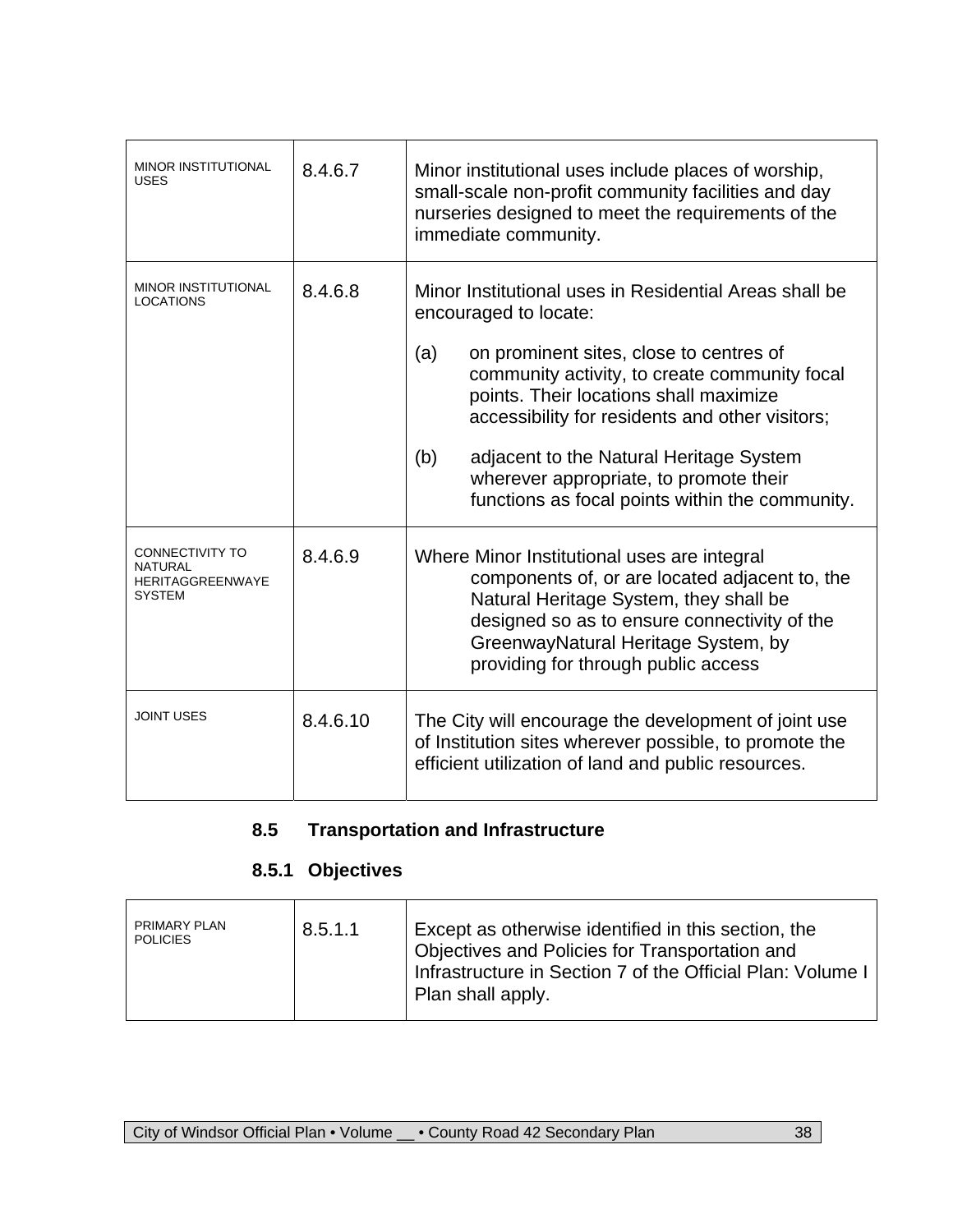| | | |
|---|---|---|
| MINOR INSTITUTIONAL USES | 8.4.6.7 | Minor institutional uses include places of worship, small-scale non-profit community facilities and day nurseries designed to meet the requirements of the immediate community. |
| MINOR INSTITUTIONAL LOCATIONS | 8.4.6.8 | Minor Institutional uses in Residential Areas shall be encouraged to locate:<br><br>(a) on prominent sites, close to centres of community activity, to create community focal points. Their locations shall maximize accessibility for residents and other visitors;<br><br>(b) adjacent to the Natural Heritage System wherever appropriate, to promote their functions as focal points within the community. |
| CONNECTIVITY TO NATURAL HERITAGGREENWAYE SYSTEM | 8.4.6.9 | Where Minor Institutional uses are integral components of, or are located adjacent to, the Natural Heritage System, they shall be designed so as to ensure connectivity of the GreenwayNatural Heritage System, by providing for through public access |
| JOINT USES | 8.4.6.10 | The City will encourage the development of joint use of Institution sites wherever possible, to promote the efficient utilization of land and public resources. |

## 8.5 Transportation and Infrastructure

### 8.5.1 Objectives

| | | |
|---|---|---|
| PRIMARY PLAN POLICIES | 8.5.1.1 | Except as otherwise identified in this section, the Objectives and Policies for Transportation and Infrastructure in Section 7 of the Official Plan: Volume I Plan shall apply. |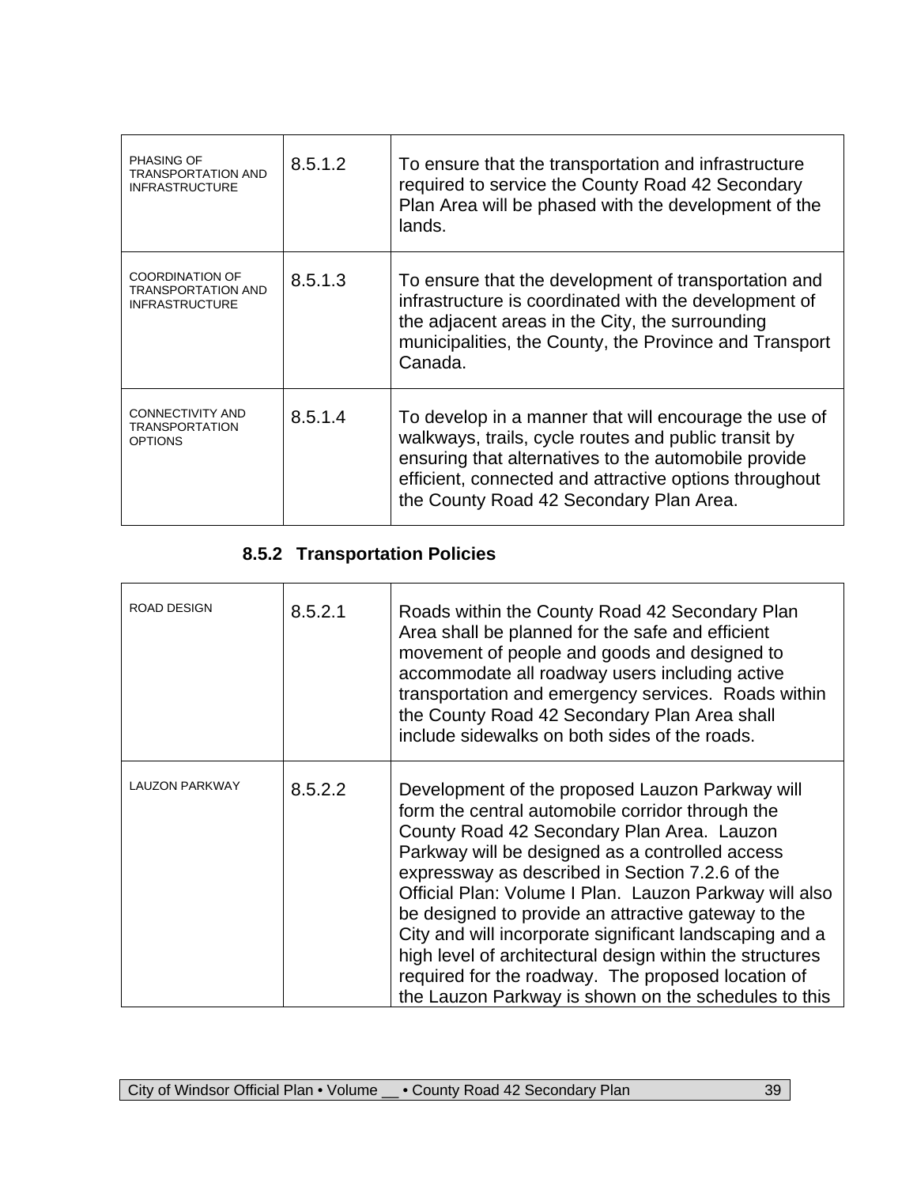| | | |
|---|---|---|
| PHASING OF TRANSPORTATION AND INFRASTRUCTURE | 8.5.1.2 | To ensure that the transportation and infrastructure required to service the County Road 42 Secondary Plan Area will be phased with the development of the lands. |
| COORDINATION OF TRANSPORTATION AND INFRASTRUCTURE | 8.5.1.3 | To ensure that the development of transportation and infrastructure is coordinated with the development of the adjacent areas in the City, the surrounding municipalities, the County, the Province and Transport Canada. |
| CONNECTIVITY AND TRANSPORTATION OPTIONS | 8.5.1.4 | To develop in a manner that will encourage the use of walkways, trails, cycle routes and public transit by ensuring that alternatives to the automobile provide efficient, connected and attractive options throughout the County Road 42 Secondary Plan Area. |

### 8.5.2 Transportation Policies

| | | |
|---|---|---|
| ROAD DESIGN | 8.5.2.1 | Roads within the County Road 42 Secondary Plan Area shall be planned for the safe and efficient movement of people and goods and designed to accommodate all roadway users including active transportation and emergency services. Roads within the County Road 42 Secondary Plan Area shall include sidewalks on both sides of the roads. |
| LAUZON PARKWAY | 8.5.2.2 | Development of the proposed Lauzon Parkway will form the central automobile corridor through the County Road 42 Secondary Plan Area. Lauzon Parkway will be designed as a controlled access expressway as described in Section 7.2.6 of the Official Plan: Volume I Plan. Lauzon Parkway will also be designed to provide an attractive gateway to the City and will incorporate significant landscaping and a high level of architectural design within the structures required for the roadway. The proposed location of the Lauzon Parkway is shown on the schedules to this |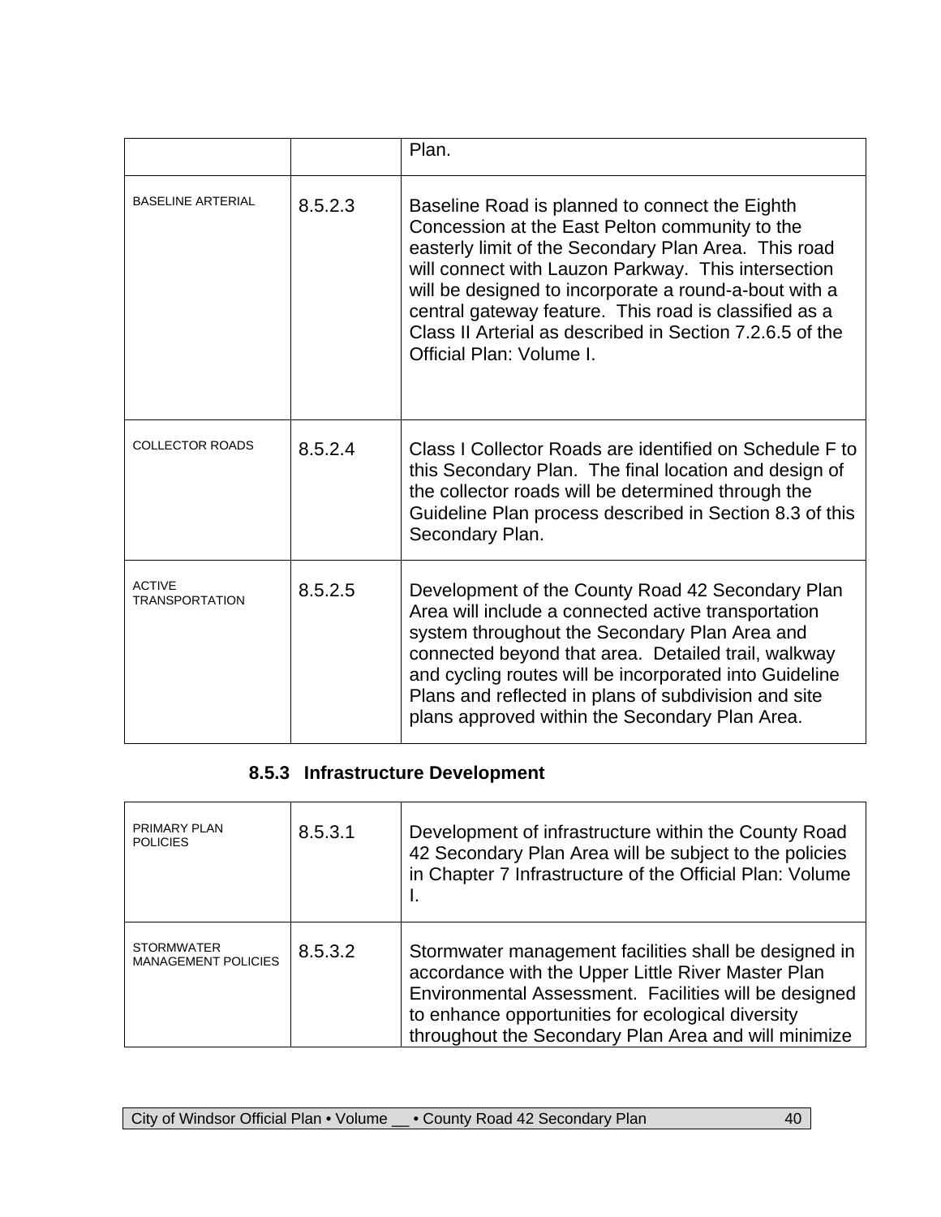| | | Plan. |
|---|---|---|
| BASELINE ARTERIAL | 8.5.2.3 | Baseline Road is planned to connect the Eighth Concession at the East Pelton community to the easterly limit of the Secondary Plan Area. This road will connect with Lauzon Parkway. This intersection will be designed to incorporate a round-a-bout with a central gateway feature. This road is classified as a Class II Arterial as described in Section 7.2.6.5 of the Official Plan: Volume I. |
| COLLECTOR ROADS | 8.5.2.4 | Class I Collector Roads are identified on Schedule F to this Secondary Plan. The final location and design of the collector roads will be determined through the Guideline Plan process described in Section 8.3 of this Secondary Plan. |
| ACTIVE TRANSPORTATION | 8.5.2.5 | Development of the County Road 42 Secondary Plan Area will include a connected active transportation system throughout the Secondary Plan Area and connected beyond that area. Detailed trail, walkway and cycling routes will be incorporated into Guideline Plans and reflected in plans of subdivision and site plans approved within the Secondary Plan Area. |

### 8.5.3 Infrastructure Development

| | | |
|---|---|---|
| PRIMARY PLAN POLICIES | 8.5.3.1 | Development of infrastructure within the County Road 42 Secondary Plan Area will be subject to the policies in Chapter 7 Infrastructure of the Official Plan: Volume I. |
| STORMWATER MANAGEMENT POLICIES | 8.5.3.2 | Stormwater management facilities shall be designed in accordance with the Upper Little River Master Plan Environmental Assessment. Facilities will be designed to enhance opportunities for ecological diversity throughout the Secondary Plan Area and will minimize |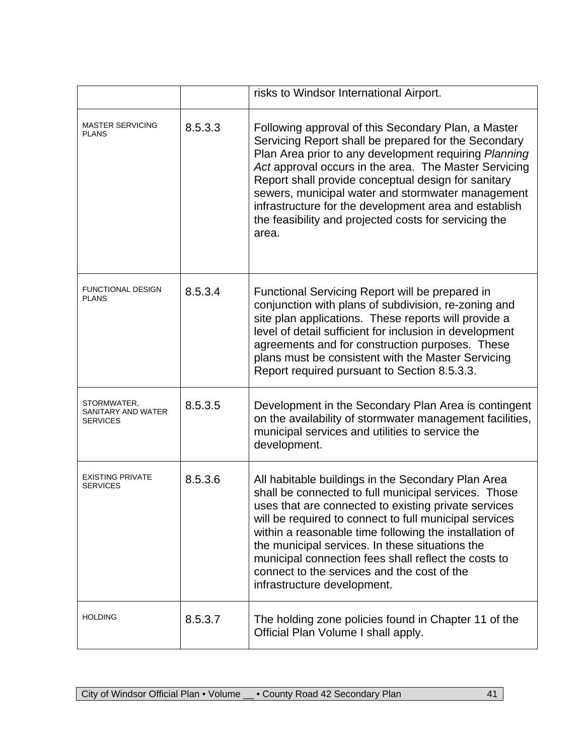| | | |
|---|---|---|
| | | risks to Windsor International Airport. |
| MASTER SERVICING PLANS | 8.5.3.3 | Following approval of this Secondary Plan, a Master Servicing Report shall be prepared for the Secondary Plan Area prior to any development requiring *Planning Act* approval occurs in the area. The Master Servicing Report shall provide conceptual design for sanitary sewers, municipal water and stormwater management infrastructure for the development area and establish the feasibility and projected costs for servicing the area. |
| FUNCTIONAL DESIGN PLANS | 8.5.3.4 | Functional Servicing Report will be prepared in conjunction with plans of subdivision, re-zoning and site plan applications. These reports will provide a level of detail sufficient for inclusion in development agreements and for construction purposes. These plans must be consistent with the Master Servicing Report required pursuant to Section 8.5.3.3. |
| STORMWATER, SANITARY AND WATER SERVICES | 8.5.3.5 | Development in the Secondary Plan Area is contingent on the availability of stormwater management facilities, municipal services and utilities to service the development. |
| EXISTING PRIVATE SERVICES | 8.5.3.6 | All habitable buildings in the Secondary Plan Area shall be connected to full municipal services. Those uses that are connected to existing private services will be required to connect to full municipal services within a reasonable time following the installation of the municipal services. In these situations the municipal connection fees shall reflect the costs to connect to the services and the cost of the infrastructure development. |
| HOLDING | 8.5.3.7 | The holding zone policies found in Chapter 11 of the Official Plan Volume I shall apply. |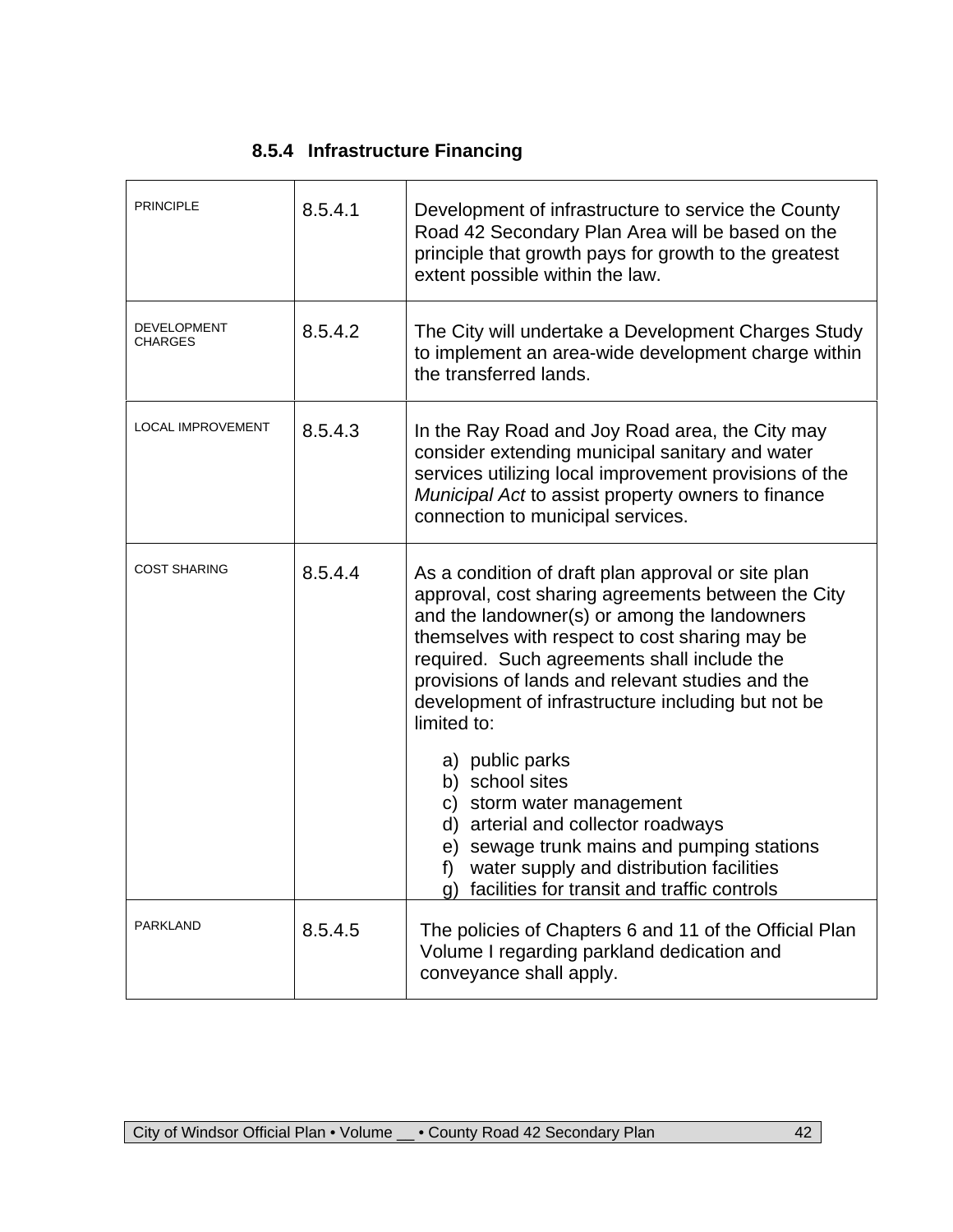### 8.5.4 Infrastructure Financing

| | | |
|---|---|---|
| PRINCIPLE | 8.5.4.1 | Development of infrastructure to service the County Road 42 Secondary Plan Area will be based on the principle that growth pays for growth to the greatest extent possible within the law. |
| DEVELOPMENT CHARGES | 8.5.4.2 | The City will undertake a Development Charges Study to implement an area-wide development charge within the transferred lands. |
| LOCAL IMPROVEMENT | 8.5.4.3 | In the Ray Road and Joy Road area, the City may consider extending municipal sanitary and water services utilizing local improvement provisions of the *Municipal Act* to assist property owners to finance connection to municipal services. |
| COST SHARING | 8.5.4.4 | As a condition of draft plan approval or site plan approval, cost sharing agreements between the City and the landowner(s) or among the landowners themselves with respect to cost sharing may be required. Such agreements shall include the provisions of lands and relevant studies and the development of infrastructure including but not be limited to:<br>a) public parks<br>b) school sites<br>c) storm water management<br>d) arterial and collector roadways<br>e) sewage trunk mains and pumping stations<br>f) water supply and distribution facilities<br>g) facilities for transit and traffic controls |
| PARKLAND | 8.5.4.5 | The policies of Chapters 6 and 11 of the Official Plan Volume I regarding parkland dedication and conveyance shall apply. |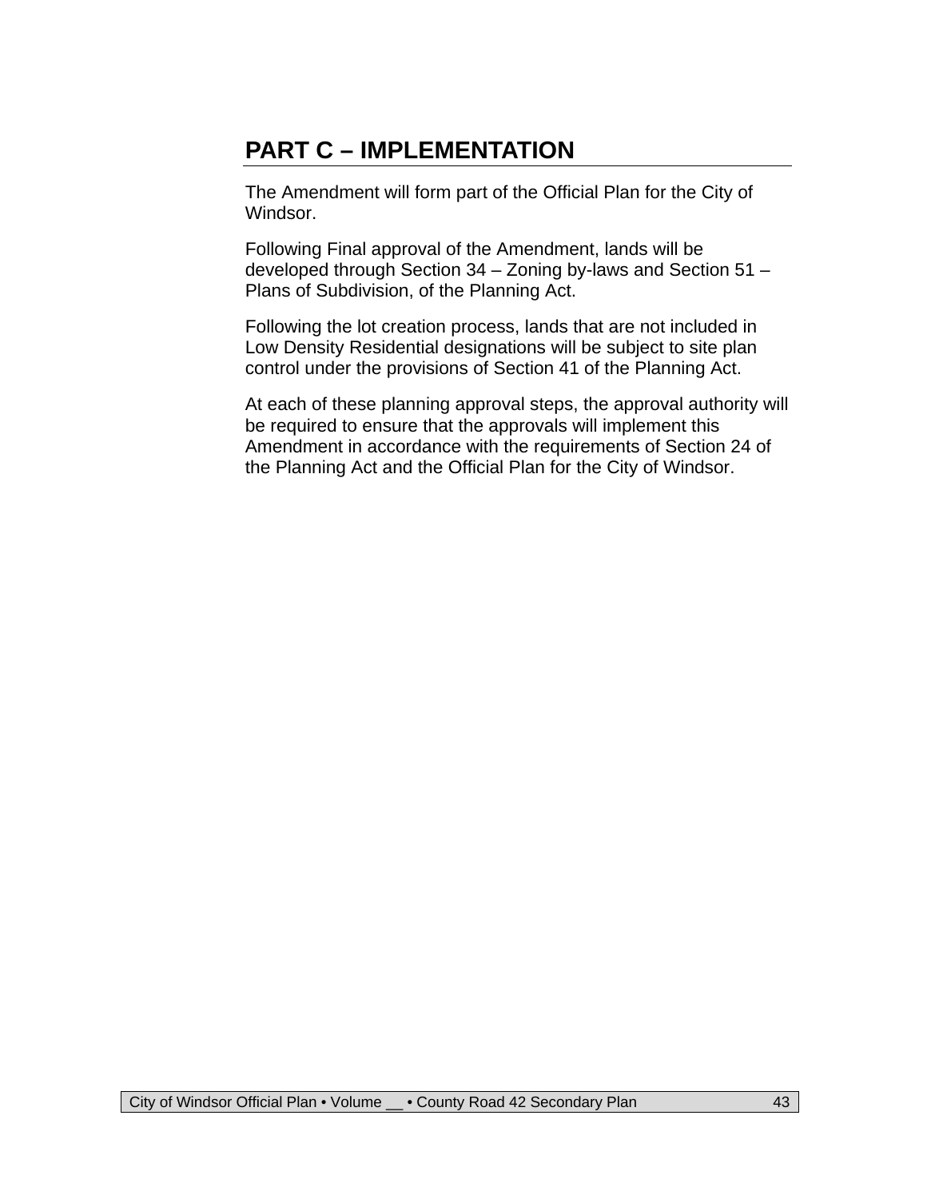# PART C – IMPLEMENTATION

The Amendment will form part of the Official Plan for the City of Windsor.

Following Final approval of the Amendment, lands will be developed through Section 34 – Zoning by-laws and Section 51 – Plans of Subdivision, of the Planning Act.

Following the lot creation process, lands that are not included in Low Density Residential designations will be subject to site plan control under the provisions of Section 41 of the Planning Act.

At each of these planning approval steps, the approval authority will be required to ensure that the approvals will implement this Amendment in accordance with the requirements of Section 24 of the Planning Act and the Official Plan for the City of Windsor.